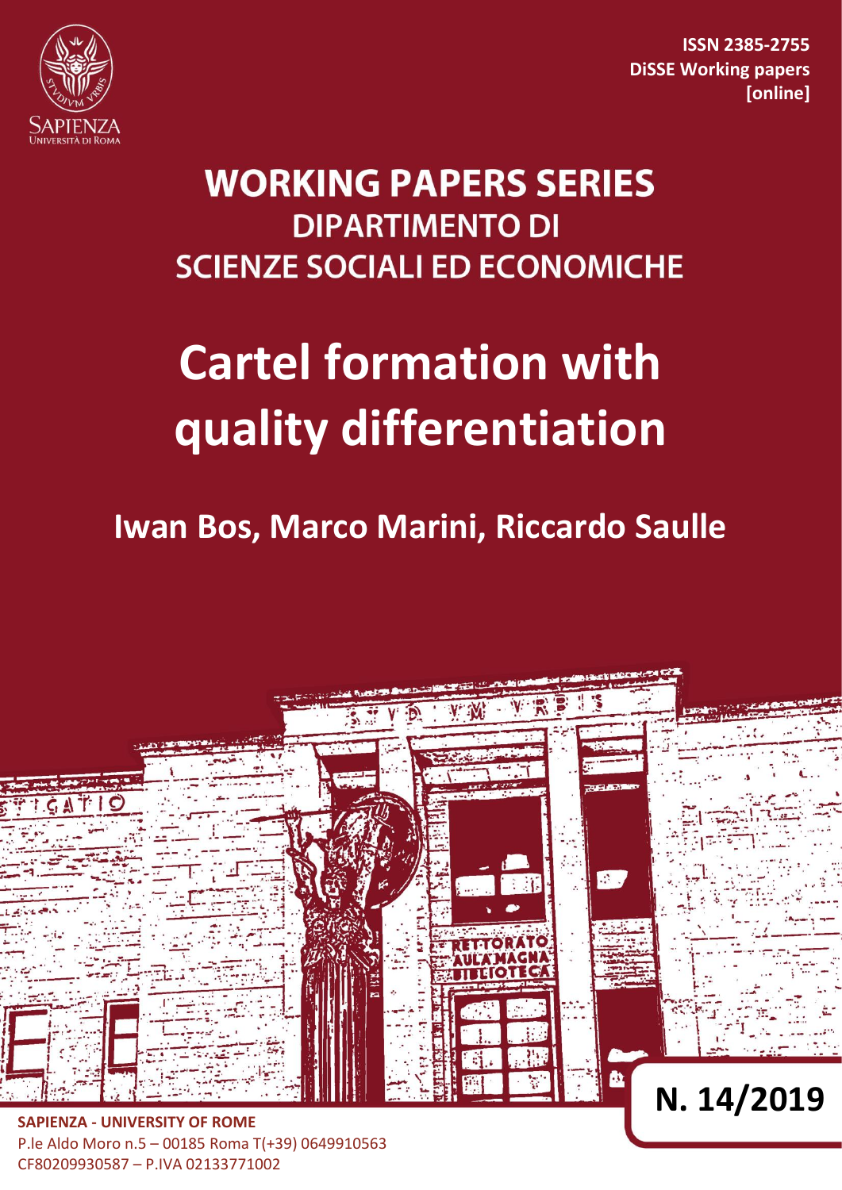ISSN 2385-2755
DiSSE Working papers
[online]

# WORKING PAPERS SERIES
## DIPARTIMENTO DI SCIENZE SOCIALI ED ECONOMICHE

# Cartel formation with quality differentiation

**Iwan Bos, Marco Marini, Riccardo Saulle**

**N. 14/2019**

**SAPIENZA - UNIVERSITY OF ROME**
P.le Aldo Moro n.5 – 00185 Roma T(+39) 0649910563
CF80209930587 – P.IVA 02133771002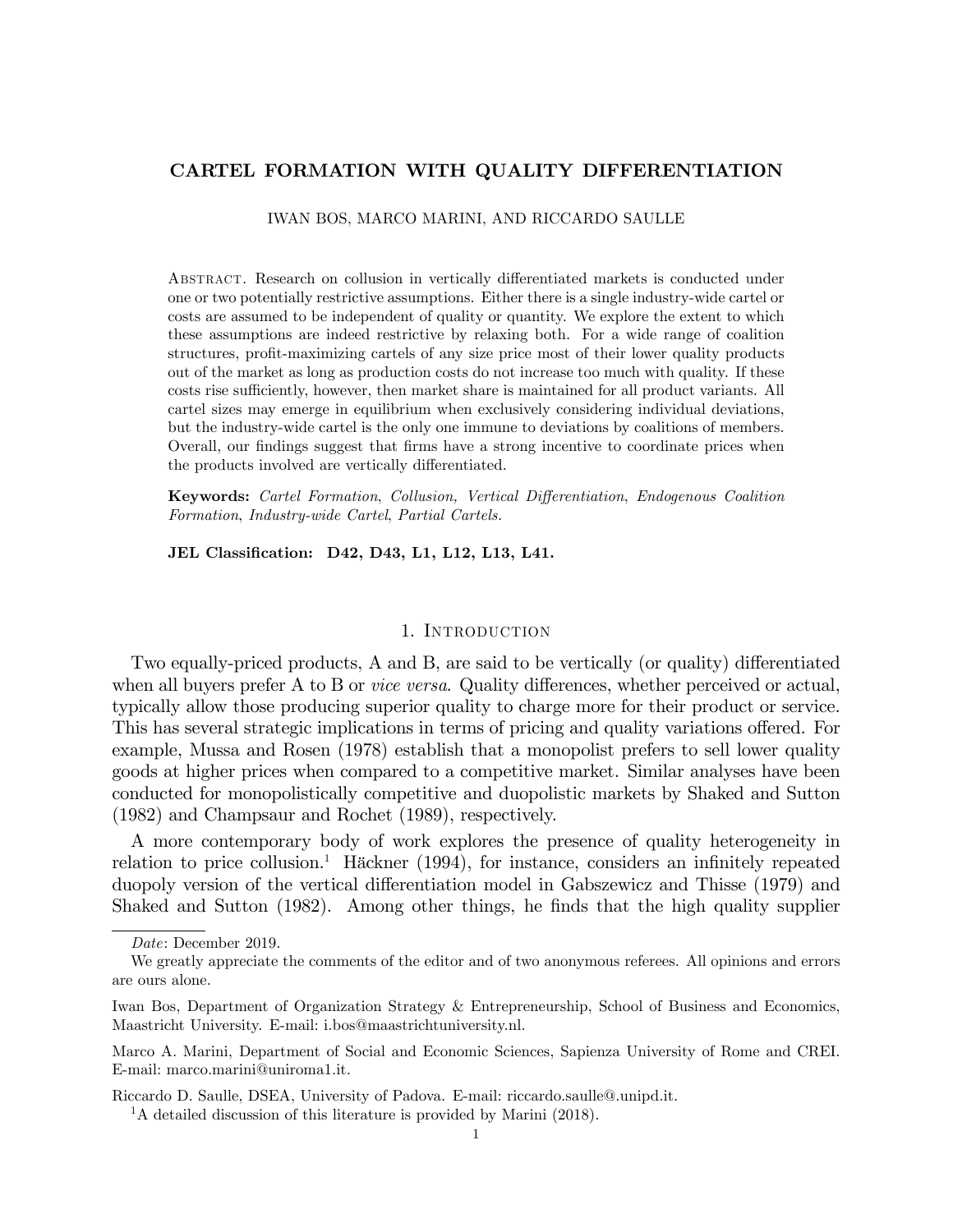# CARTEL FORMATION WITH QUALITY DIFFERENTIATION

IWAN BOS, MARCO MARINI, AND RICCARDO SAULLE

Abstract. Research on collusion in vertically differentiated markets is conducted under one or two potentially restrictive assumptions. Either there is a single industry-wide cartel or costs are assumed to be independent of quality or quantity. We explore the extent to which these assumptions are indeed restrictive by relaxing both. For a wide range of coalition structures, profit-maximizing cartels of any size price most of their lower quality products out of the market as long as production costs do not increase too much with quality. If these costs rise sufficiently, however, then market share is maintained for all product variants. All cartel sizes may emerge in equilibrium when exclusively considering individual deviations, but the industry-wide cartel is the only one immune to deviations by coalitions of members. Overall, our findings suggest that firms have a strong incentive to coordinate prices when the products involved are vertically differentiated.

**Keywords:** *Cartel Formation, Collusion, Vertical Differentiation, Endogenous Coalition Formation, Industry-wide Cartel, Partial Cartels.*

**JEL Classification: D42, D43, L1, L12, L13, L41.**

## 1. Introduction

Two equally-priced products, A and B, are said to be vertically (or quality) differentiated when all buyers prefer A to B or *vice versa*. Quality differences, whether perceived or actual, typically allow those producing superior quality to charge more for their product or service. This has several strategic implications in terms of pricing and quality variations offered. For example, Mussa and Rosen (1978) establish that a monopolist prefers to sell lower quality goods at higher prices when compared to a competitive market. Similar analyses have been conducted for monopolistically competitive and duopolistic markets by Shaked and Sutton (1982) and Champsaur and Rochet (1989), respectively.

A more contemporary body of work explores the presence of quality heterogeneity in relation to price collusion.[1] Häckner (1994), for instance, considers an infinitely repeated duopoly version of the vertical differentiation model in Gabszewicz and Thisse (1979) and Shaked and Sutton (1982). Among other things, he finds that the high quality supplier

---

*Date*: December 2019.

We greatly appreciate the comments of the editor and of two anonymous referees. All opinions and errors are ours alone.

Iwan Bos, Department of Organization Strategy & Entrepreneurship, School of Business and Economics, Maastricht University. E-mail: i.bos@maastrichtuniversity.nl.

Marco A. Marini, Department of Social and Economic Sciences, Sapienza University of Rome and CREI. E-mail: marco.marini@uniroma1.it.

Riccardo D. Saulle, DSEA, University of Padova. E-mail: riccardo.saulle@.unipd.it.

[1] A detailed discussion of this literature is provided by Marini (2018).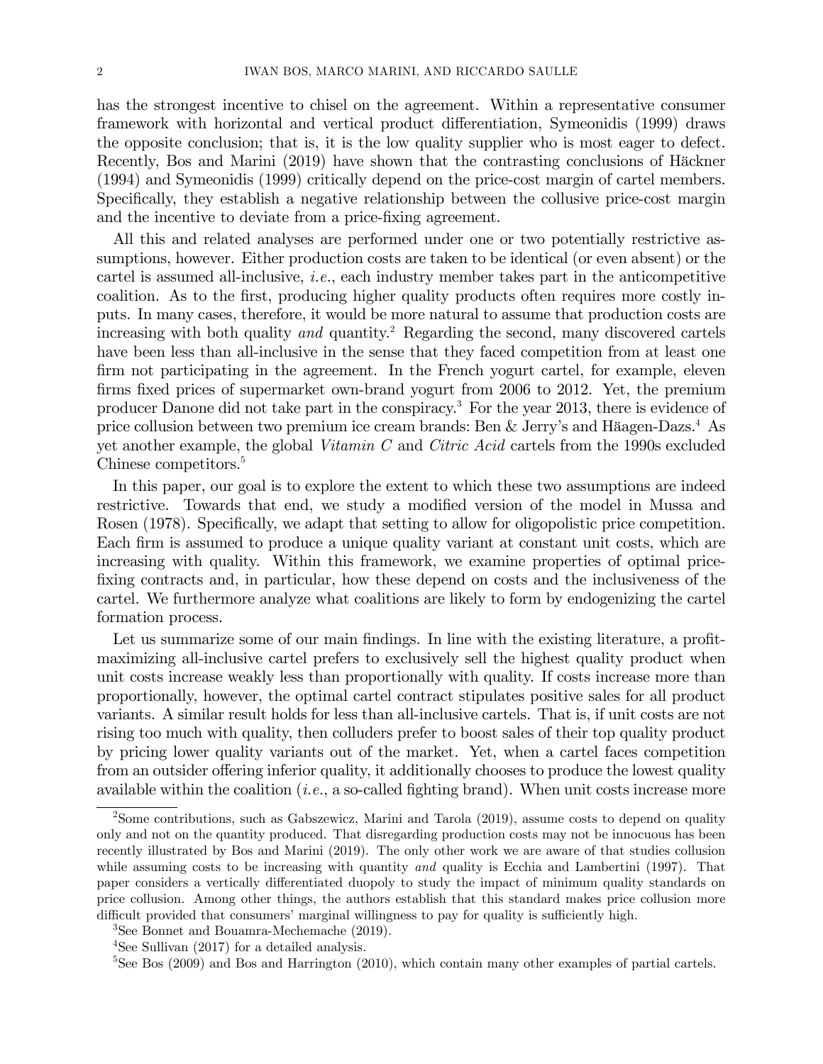has the strongest incentive to chisel on the agreement. Within a representative consumer framework with horizontal and vertical product differentiation, Symeonidis (1999) draws the opposite conclusion; that is, it is the low quality supplier who is most eager to defect. Recently, Bos and Marini (2019) have shown that the contrasting conclusions of Häckner (1994) and Symeonidis (1999) critically depend on the price-cost margin of cartel members. Specifically, they establish a negative relationship between the collusive price-cost margin and the incentive to deviate from a price-fixing agreement.

All this and related analyses are performed under one or two potentially restrictive assumptions, however. Either production costs are taken to be identical (or even absent) or the cartel is assumed all-inclusive, *i.e.*, each industry member takes part in the anticompetitive coalition. As to the first, producing higher quality products often requires more costly inputs. In many cases, therefore, it would be more natural to assume that production costs are increasing with both quality *and* quantity.[2] Regarding the second, many discovered cartels have been less than all-inclusive in the sense that they faced competition from at least one firm not participating in the agreement. In the French yogurt cartel, for example, eleven firms fixed prices of supermarket own-brand yogurt from 2006 to 2012. Yet, the premium producer Danone did not take part in the conspiracy.[3] For the year 2013, there is evidence of price collusion between two premium ice cream brands: Ben & Jerry's and Häagen-Dazs.[4] As yet another example, the global *Vitamin C* and *Citric Acid* cartels from the 1990s excluded Chinese competitors.[5]

In this paper, our goal is to explore the extent to which these two assumptions are indeed restrictive. Towards that end, we study a modified version of the model in Mussa and Rosen (1978). Specifically, we adapt that setting to allow for oligopolistic price competition. Each firm is assumed to produce a unique quality variant at constant unit costs, which are increasing with quality. Within this framework, we examine properties of optimal price-fixing contracts and, in particular, how these depend on costs and the inclusiveness of the cartel. We furthermore analyze what coalitions are likely to form by endogenizing the cartel formation process.

Let us summarize some of our main findings. In line with the existing literature, a profit-maximizing all-inclusive cartel prefers to exclusively sell the highest quality product when unit costs increase weakly less than proportionally with quality. If costs increase more than proportionally, however, the optimal cartel contract stipulates positive sales for all product variants. A similar result holds for less than all-inclusive cartels. That is, if unit costs are not rising too much with quality, then colluders prefer to boost sales of their top quality product by pricing lower quality variants out of the market. Yet, when a cartel faces competition from an outsider offering inferior quality, it additionally chooses to produce the lowest quality available within the coalition (*i.e.*, a so-called fighting brand). When unit costs increase more

---

[2] Some contributions, such as Gabszewicz, Marini and Tarola (2019), assume costs to depend on quality only and not on the quantity produced. That disregarding production costs may not be innocuous has been recently illustrated by Bos and Marini (2019). The only other work we are aware of that studies collusion while assuming costs to be increasing with quantity *and* quality is Ecchia and Lambertini (1997). That paper considers a vertically differentiated duopoly to study the impact of minimum quality standards on price collusion. Among other things, the authors establish that this standard makes price collusion more difficult provided that consumers' marginal willingness to pay for quality is sufficiently high.

[3] See Bonnet and Bouamra-Mechemache (2019).

[4] See Sullivan (2017) for a detailed analysis.

[5] See Bos (2009) and Bos and Harrington (2010), which contain many other examples of partial cartels.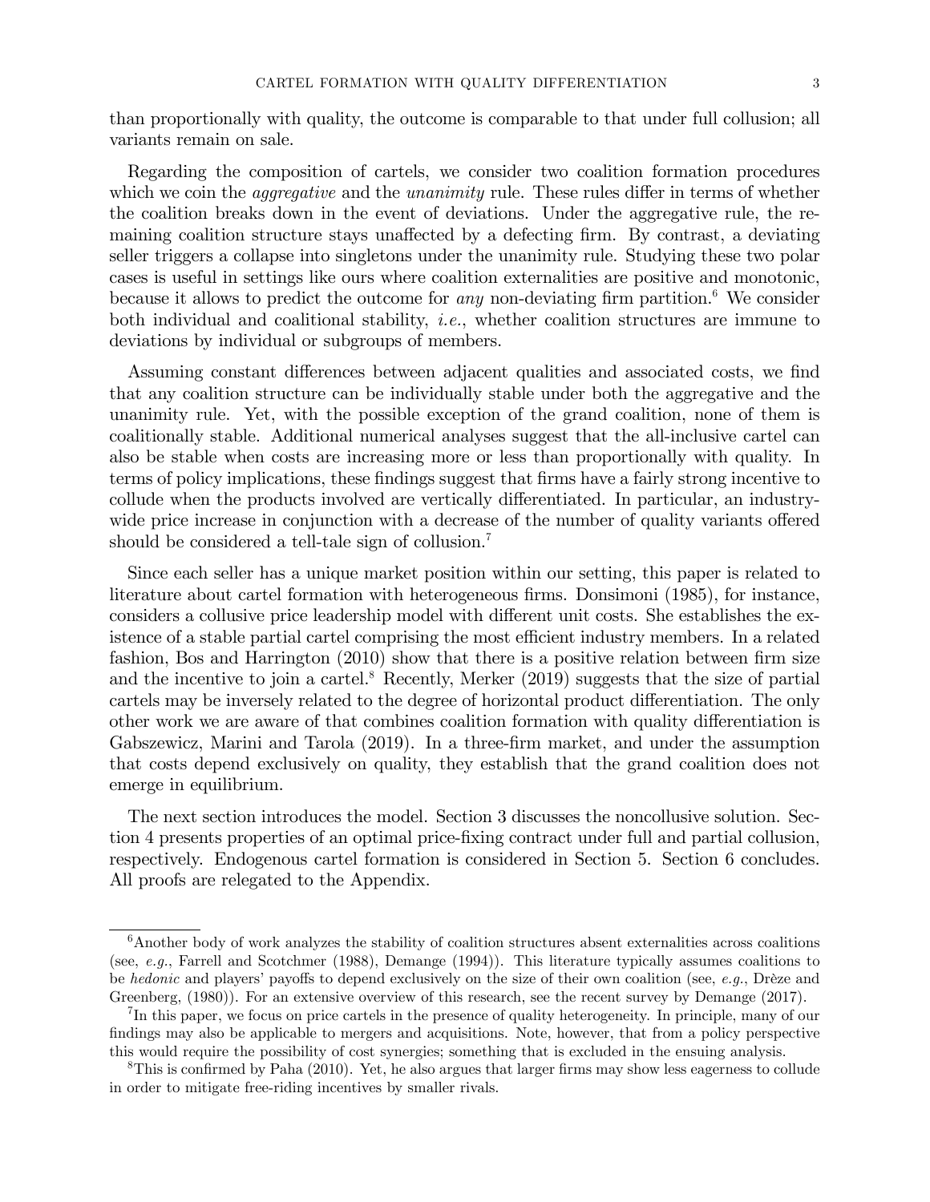than proportionally with quality, the outcome is comparable to that under full collusion; all variants remain on sale.

Regarding the composition of cartels, we consider two coalition formation procedures which we coin the *aggregative* and the *unanimity* rule. These rules differ in terms of whether the coalition breaks down in the event of deviations. Under the aggregative rule, the remaining coalition structure stays unaffected by a defecting firm. By contrast, a deviating seller triggers a collapse into singletons under the unanimity rule. Studying these two polar cases is useful in settings like ours where coalition externalities are positive and monotonic, because it allows to predict the outcome for *any* non-deviating firm partition.[6] We consider both individual and coalitional stability, *i.e.*, whether coalition structures are immune to deviations by individual or subgroups of members.

Assuming constant differences between adjacent qualities and associated costs, we find that any coalition structure can be individually stable under both the aggregative and the unanimity rule. Yet, with the possible exception of the grand coalition, none of them is coalitionally stable. Additional numerical analyses suggest that the all-inclusive cartel can also be stable when costs are increasing more or less than proportionally with quality. In terms of policy implications, these findings suggest that firms have a fairly strong incentive to collude when the products involved are vertically differentiated. In particular, an industry-wide price increase in conjunction with a decrease of the number of quality variants offered should be considered a tell-tale sign of collusion.[7]

Since each seller has a unique market position within our setting, this paper is related to literature about cartel formation with heterogeneous firms. Donsimoni (1985), for instance, considers a collusive price leadership model with different unit costs. She establishes the existence of a stable partial cartel comprising the most efficient industry members. In a related fashion, Bos and Harrington (2010) show that there is a positive relation between firm size and the incentive to join a cartel.[8] Recently, Merker (2019) suggests that the size of partial cartels may be inversely related to the degree of horizontal product differentiation. The only other work we are aware of that combines coalition formation with quality differentiation is Gabszewicz, Marini and Tarola (2019). In a three-firm market, and under the assumption that costs depend exclusively on quality, they establish that the grand coalition does not emerge in equilibrium.

The next section introduces the model. Section 3 discusses the noncollusive solution. Section 4 presents properties of an optimal price-fixing contract under full and partial collusion, respectively. Endogenous cartel formation is considered in Section 5. Section 6 concludes. All proofs are relegated to the Appendix.

---

[6] Another body of work analyzes the stability of coalition structures absent externalities across coalitions (see, *e.g.*, Farrell and Scotchmer (1988), Demange (1994)). This literature typically assumes coalitions to be *hedonic* and players' payoffs to depend exclusively on the size of their own coalition (see, *e.g.*, Drèze and Greenberg, (1980)). For an extensive overview of this research, see the recent survey by Demange (2017).

[7] In this paper, we focus on price cartels in the presence of quality heterogeneity. In principle, many of our findings may also be applicable to mergers and acquisitions. Note, however, that from a policy perspective this would require the possibility of cost synergies; something that is excluded in the ensuing analysis.

[8] This is confirmed by Paha (2010). Yet, he also argues that larger firms may show less eagerness to collude in order to mitigate free-riding incentives by smaller rivals.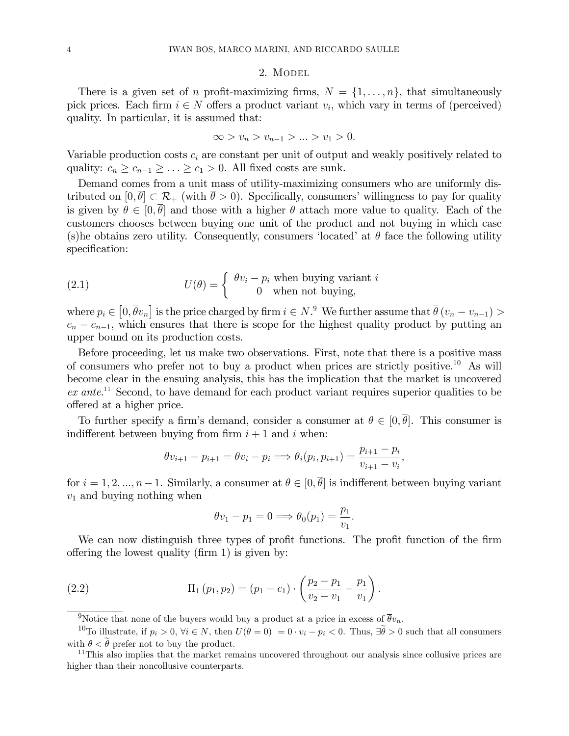## 2. Model

There is a given set of $n$ profit-maximizing firms, $N = \{1, \ldots, n\}$, that simultaneously pick prices. Each firm $i \in N$ offers a product variant $v_i$, which vary in terms of (perceived) quality. In particular, it is assumed that:

$$\infty > v_n > v_{n-1} > \ldots > v_1 > 0.$$

Variable production costs $c_i$ are constant per unit of output and weakly positively related to quality: $c_n \geq c_{n-1} \geq \ldots \geq c_1 > 0$. All fixed costs are sunk.

Demand comes from a unit mass of utility-maximizing consumers who are uniformly distributed on $[0, \overline{\theta}] \subset \mathcal{R}_+$ (with $\overline{\theta} > 0$). Specifically, consumers' willingness to pay for quality is given by $\theta \in [0, \overline{\theta}]$ and those with a higher $\theta$ attach more value to quality. Each of the customers chooses between buying one unit of the product and not buying in which case (s)he obtains zero utility. Consequently, consumers 'located' at $\theta$ face the following utility specification:

$$U(\theta) = \begin{cases} \theta v_i - p_i & \text{when buying variant } i \\ 0 & \text{when not buying,} \end{cases} \tag{2.1}$$

where $p_i \in [0, \overline{\theta} v_n]$ is the price charged by firm $i \in N$.[9] We further assume that $\overline{\theta}(v_n - v_{n-1}) > c_n - c_{n-1}$, which ensures that there is scope for the highest quality product by putting an upper bound on its production costs.

Before proceeding, let us make two observations. First, note that there is a positive mass of consumers who prefer not to buy a product when prices are strictly positive.[10] As will become clear in the ensuing analysis, this has the implication that the market is uncovered *ex ante*.[11] Second, to have demand for each product variant requires superior qualities to be offered at a higher price.

To further specify a firm's demand, consider a consumer at $\theta \in [0, \overline{\theta}]$. This consumer is indifferent between buying from firm $i+1$ and $i$ when:

$$\theta v_{i+1} - p_{i+1} = \theta v_i - p_i \Longrightarrow \theta_i(p_i, p_{i+1}) = \frac{p_{i+1} - p_i}{v_{i+1} - v_i},$$

for $i = 1, 2, ..., n-1$. Similarly, a consumer at $\theta \in [0, \overline{\theta}]$ is indifferent between buying variant $v_1$ and buying nothing when

$$\theta v_1 - p_1 = 0 \Longrightarrow \theta_0(p_1) = \frac{p_1}{v_1}.$$

We can now distinguish three types of profit functions. The profit function of the firm offering the lowest quality (firm 1) is given by:

$$\Pi_1(p_1, p_2) = (p_1 - c_1) \cdot \left( \frac{p_2 - p_1}{v_2 - v_1} - \frac{p_1}{v_1} \right). \tag{2.2}$$

---

[9] Notice that none of the buyers would buy a product at a price in excess of $\overline{\theta} v_n$.

[10] To illustrate, if $p_i > 0$, $\forall i \in N$, then $U(\theta = 0) = 0 \cdot v_i - p_i < 0$. Thus, $\exists \widetilde{\theta} > 0$ such that all consumers with $\theta < \widetilde{\theta}$ prefer not to buy the product.

[11] This also implies that the market remains uncovered throughout our analysis since collusive prices are higher than their noncollusive counterparts.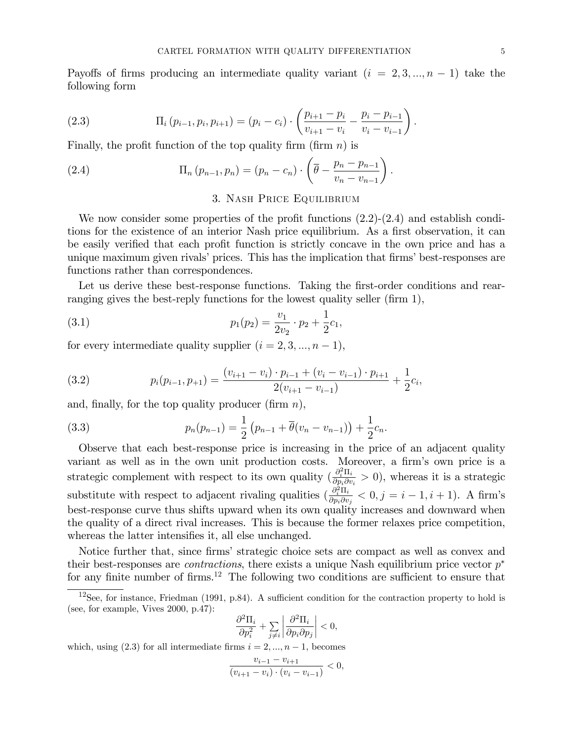Payoffs of firms producing an intermediate quality variant ($i = 2, 3, ..., n-1$) take the following form

$$\Pi_i(p_{i-1}, p_i, p_{i+1}) = (p_i - c_i) \cdot \left( \frac{p_{i+1} - p_i}{v_{i+1} - v_i} - \frac{p_i - p_{i-1}}{v_i - v_{i-1}} \right). \tag{2.3}$$

Finally, the profit function of the top quality firm (firm $n$) is

$$\Pi_n(p_{n-1}, p_n) = (p_n - c_n) \cdot \left( \overline{\theta} - \frac{p_n - p_{n-1}}{v_n - v_{n-1}} \right). \tag{2.4}$$

## 3. Nash Price Equilibrium

We now consider some properties of the profit functions (2.2)-(2.4) and establish conditions for the existence of an interior Nash price equilibrium. As a first observation, it can be easily verified that each profit function is strictly concave in the own price and has a unique maximum given rivals' prices. This has the implication that firms' best-responses are functions rather than correspondences.

Let us derive these best-response functions. Taking the first-order conditions and rearranging gives the best-reply functions for the lowest quality seller (firm 1),

$$p_1(p_2) = \frac{v_1}{2v_2} \cdot p_2 + \frac{1}{2}c_1, \tag{3.1}$$

for every intermediate quality supplier ($i = 2, 3, ..., n-1$),

$$p_i(p_{i-1}, p_{+1}) = \frac{(v_{i+1} - v_i) \cdot p_{i-1} + (v_i - v_{i-1}) \cdot p_{i+1}}{2(v_{i+1} - v_{i-1})} + \frac{1}{2}c_i, \tag{3.2}$$

and, finally, for the top quality producer (firm $n$),

$$p_n(p_{n-1}) = \frac{1}{2}\left(p_{n-1} + \overline{\theta}(v_n - v_{n-1})\right) + \frac{1}{2}c_n. \tag{3.3}$$

Observe that each best-response price is increasing in the price of an adjacent quality variant as well as in the own unit production costs. Moreover, a firm's own price is a strategic complement with respect to its own quality ($\frac{\partial_i^2 \Pi_i}{\partial p_i \partial v_i} > 0$), whereas it is a strategic substitute with respect to adjacent rivaling qualities ($\frac{\partial_i^2 \Pi_i}{\partial p_i \partial v_j} < 0, j = i-1, i+1$). A firm's best-response curve thus shifts upward when its own quality increases and downward when the quality of a direct rival increases. This is because the former relaxes price competition, whereas the latter intensifies it, all else unchanged.

Notice further that, since firms' strategic choice sets are compact as well as convex and their best-responses are *contractions*, there exists a unique Nash equilibrium price vector $p^*$ for any finite number of firms.[12] The following two conditions are sufficient to ensure that

[12] See, for instance, Friedman (1991, p.84). A sufficient condition for the contraction property to hold is (see, for example, Vives 2000, p.47):

$$\frac{\partial^2 \Pi_i}{\partial p_i^2} + \sum_{j \neq i} \left| \frac{\partial^2 \Pi_i}{\partial p_i \partial p_j} \right| < 0,$$

which, using (2.3) for all intermediate firms $i = 2, ..., n-1$, becomes

$$\frac{v_{i-1} - v_{i+1}}{(v_{i+1} - v_i) \cdot (v_i - v_{i-1})} < 0,$$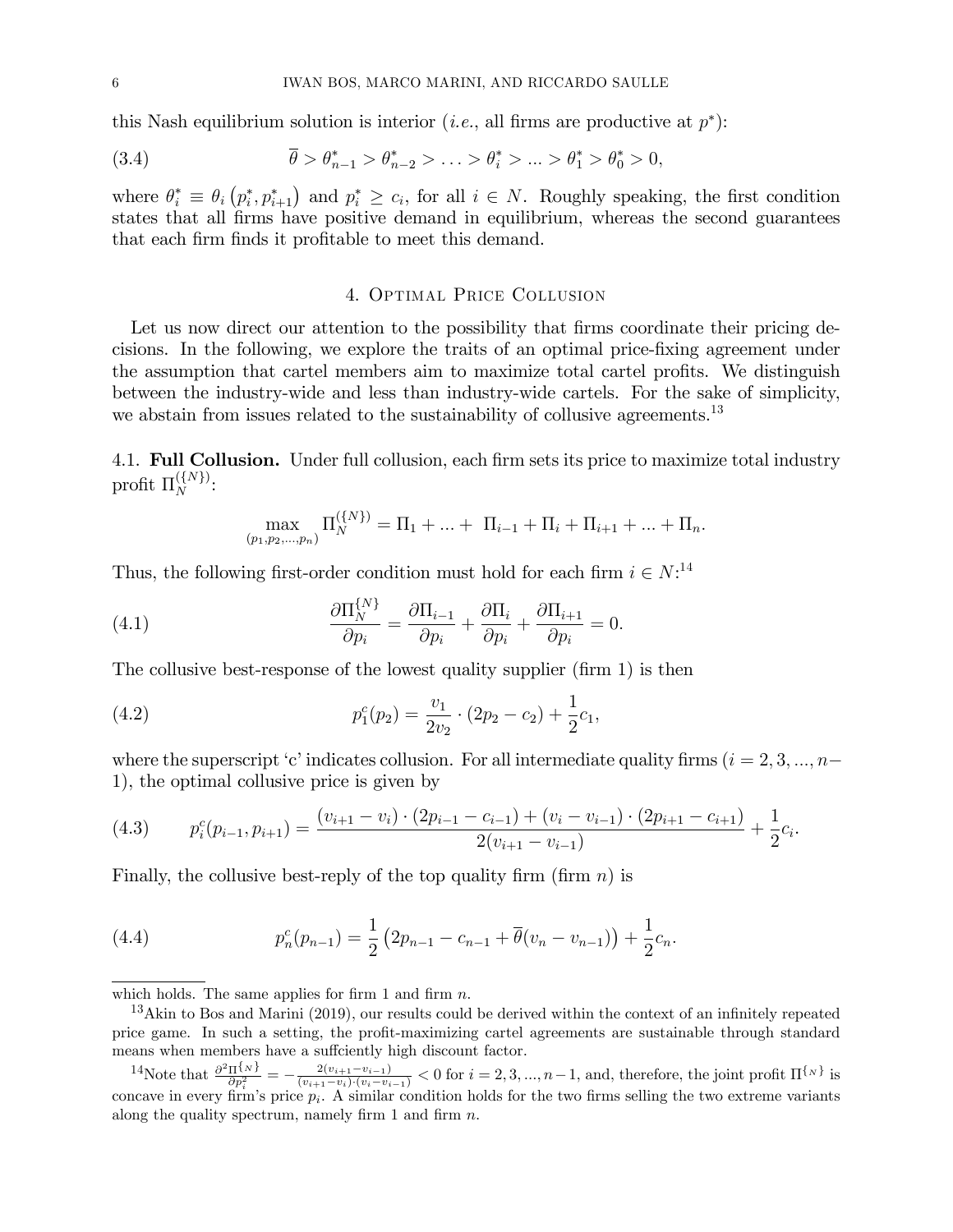this Nash equilibrium solution is interior (*i.e.*, all firms are productive at $p^*$):

$$\overline{\theta} > \theta^*_{n-1} > \theta^*_{n-2} > \ldots > \theta^*_i > \ldots > \theta^*_1 > \theta^*_0 > 0, \tag{3.4}$$

where $\theta^*_i \equiv \theta_i\left(p^*_i, p^*_{i+1}\right)$ and $p^*_i \geq c_i$, for all $i \in N$. Roughly speaking, the first condition states that all firms have positive demand in equilibrium, whereas the second guarantees that each firm finds it profitable to meet this demand.

## 4. Optimal Price Collusion

Let us now direct our attention to the possibility that firms coordinate their pricing decisions. In the following, we explore the traits of an optimal price-fixing agreement under the assumption that cartel members aim to maximize total cartel profits. We distinguish between the industry-wide and less than industry-wide cartels. For the sake of simplicity, we abstain from issues related to the sustainability of collusive agreements.[13]

### 4.1. Full Collusion.

Under full collusion, each firm sets its price to maximize total industry profit $\Pi_N^{(\{N\})}$:

$$\max_{(p_1,p_2,\ldots,p_n)} \Pi_N^{(\{N\})} = \Pi_1 + \ldots + \Pi_{i-1} + \Pi_i + \Pi_{i+1} + \ldots + \Pi_n.$$

Thus, the following first-order condition must hold for each firm $i \in N$:[14]

$$\frac{\partial \Pi_N^{\{N\}}}{\partial p_i} = \frac{\partial \Pi_{i-1}}{\partial p_i} + \frac{\partial \Pi_i}{\partial p_i} + \frac{\partial \Pi_{i+1}}{\partial p_i} = 0. \tag{4.1}$$

The collusive best-response of the lowest quality supplier (firm 1) is then

$$p_1^c(p_2) = \frac{v_1}{2v_2} \cdot (2p_2 - c_2) + \frac{1}{2}c_1, \tag{4.2}$$

where the superscript 'c' indicates collusion. For all intermediate quality firms ($i = 2, 3, \ldots, n-1$), the optimal collusive price is given by

$$p_i^c(p_{i-1}, p_{i+1}) = \frac{(v_{i+1} - v_i) \cdot (2p_{i-1} - c_{i-1}) + (v_i - v_{i-1}) \cdot (2p_{i+1} - c_{i+1})}{2(v_{i+1} - v_{i-1})} + \frac{1}{2}c_i. \tag{4.3}$$

Finally, the collusive best-reply of the top quality firm (firm $n$) is

$$p_n^c(p_{n-1}) = \frac{1}{2}\left(2p_{n-1} - c_{n-1} + \overline{\theta}(v_n - v_{n-1})\right) + \frac{1}{2}c_n. \tag{4.4}$$

---

which holds. The same applies for firm 1 and firm $n$.

[13] Akin to Bos and Marini (2019), our results could be derived within the context of an infinitely repeated price game. In such a setting, the profit-maximizing cartel agreements are sustainable through standard means when members have a suffciently high discount factor.

[14] Note that $\frac{\partial^2 \Pi^{\{N\}}}{\partial p_i^2} = -\frac{2(v_{i+1}-v_{i-1})}{(v_{i+1}-v_i)\cdot(v_i-v_{i-1})} < 0$ for $i = 2, 3, \ldots, n-1$, and, therefore, the joint profit $\Pi^{\{N\}}$ is concave in every firm's price $p_i$. A similar condition holds for the two firms selling the two extreme variants along the quality spectrum, namely firm 1 and firm $n$.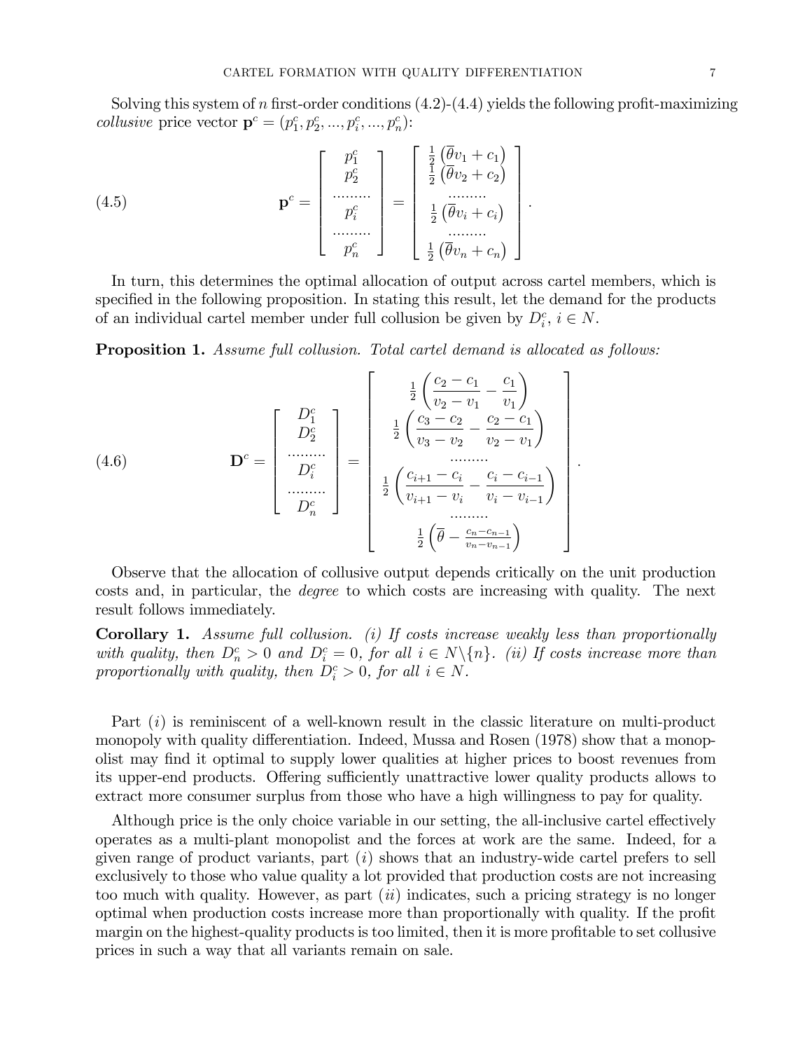Solving this system of $n$ first-order conditions (4.2)-(4.4) yields the following profit-maximizing *collusive* price vector $\mathbf{p}^c = (p_1^c, p_2^c, ..., p_i^c, ..., p_n^c)$:

$$
\mathbf{p}^c = \begin{bmatrix} p_1^c \\ p_2^c \\ \cdots\cdots\cdots \\ p_i^c \\ \cdots\cdots\cdots \\ p_n^c \end{bmatrix} = \begin{bmatrix} \frac{1}{2}\left(\overline{\theta} v_1 + c_1\right) \\ \frac{1}{2}\left(\overline{\theta} v_2 + c_2\right) \\ \cdots\cdots\cdots \\ \frac{1}{2}\left(\overline{\theta} v_i + c_i\right) \\ \cdots\cdots\cdots \\ \frac{1}{2}\left(\overline{\theta} v_n + c_n\right) \end{bmatrix}. \tag{4.5}
$$

In turn, this determines the optimal allocation of output across cartel members, which is specified in the following proposition. In stating this result, let the demand for the products of an individual cartel member under full collusion be given by $D_i^c$, $i \in N$.

**Proposition 1.** *Assume full collusion. Total cartel demand is allocated as follows:*

$$
\mathbf{D}^c = \begin{bmatrix} D_1^c \\ D_2^c \\ \cdots\cdots\cdots \\ D_i^c \\ \cdots\cdots\cdots \\ D_n^c \end{bmatrix} = \begin{bmatrix} \frac{1}{2}\left(\dfrac{c_2 - c_1}{v_2 - v_1} - \dfrac{c_1}{v_1}\right) \\ \frac{1}{2}\left(\dfrac{c_3 - c_2}{v_3 - v_2} - \dfrac{c_2 - c_1}{v_2 - v_1}\right) \\ \cdots\cdots\cdots \\ \frac{1}{2}\left(\dfrac{c_{i+1} - c_i}{v_{i+1} - v_i} - \dfrac{c_i - c_{i-1}}{v_i - v_{i-1}}\right) \\ \cdots\cdots\cdots \\ \frac{1}{2}\left(\overline{\theta} - \frac{c_n - c_{n-1}}{v_n - v_{n-1}}\right) \end{bmatrix}. \tag{4.6}
$$

Observe that the allocation of collusive output depends critically on the unit production costs and, in particular, the *degree* to which costs are increasing with quality. The next result follows immediately.

**Corollary 1.** *Assume full collusion. (i) If costs increase weakly less than proportionally with quality, then $D_n^c > 0$ and $D_i^c = 0$, for all $i \in N \backslash \{n\}$. (ii) If costs increase more than proportionally with quality, then $D_i^c > 0$, for all $i \in N$.*

Part $(i)$ is reminiscent of a well-known result in the classic literature on multi-product monopoly with quality differentiation. Indeed, Mussa and Rosen (1978) show that a monopolist may find it optimal to supply lower qualities at higher prices to boost revenues from its upper-end products. Offering sufficiently unattractive lower quality products allows to extract more consumer surplus from those who have a high willingness to pay for quality.

Although price is the only choice variable in our setting, the all-inclusive cartel effectively operates as a multi-plant monopolist and the forces at work are the same. Indeed, for a given range of product variants, part $(i)$ shows that an industry-wide cartel prefers to sell exclusively to those who value quality a lot provided that production costs are not increasing too much with quality. However, as part $(ii)$ indicates, such a pricing strategy is no longer optimal when production costs increase more than proportionally with quality. If the profit margin on the highest-quality products is too limited, then it is more profitable to set collusive prices in such a way that all variants remain on sale.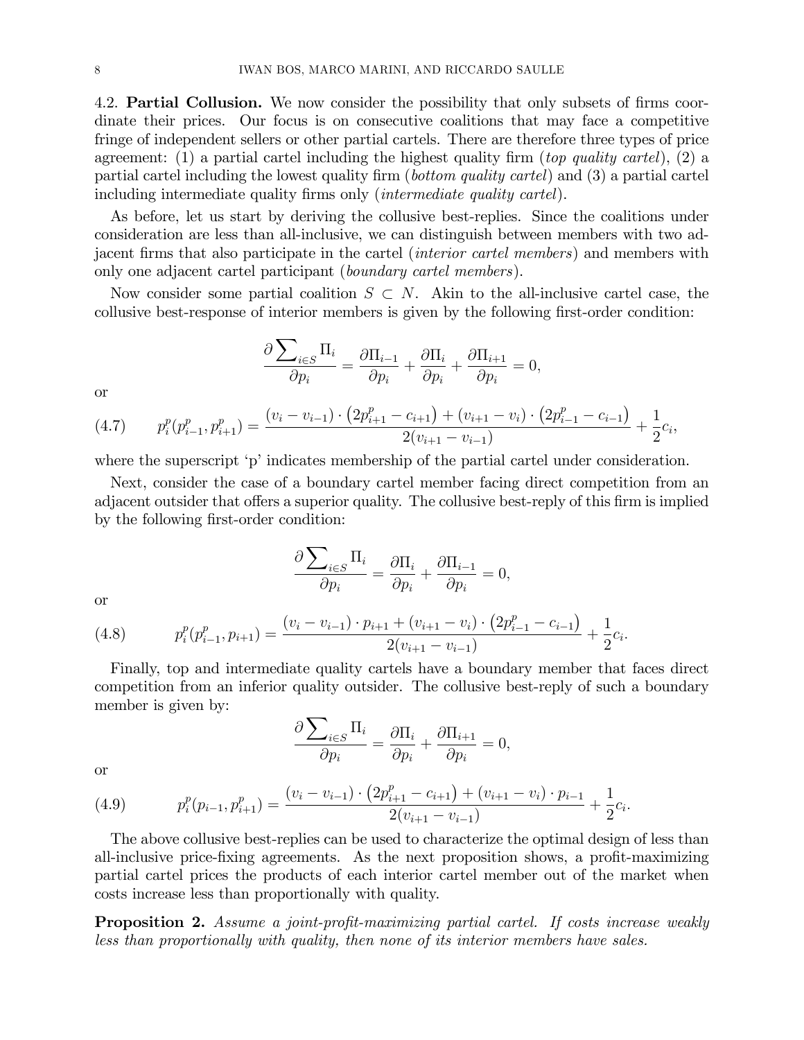4.2. **Partial Collusion.** We now consider the possibility that only subsets of firms coordinate their prices. Our focus is on consecutive coalitions that may face a competitive fringe of independent sellers or other partial cartels. There are therefore three types of price agreement: (1) a partial cartel including the highest quality firm (*top quality cartel*), (2) a partial cartel including the lowest quality firm (*bottom quality cartel*) and (3) a partial cartel including intermediate quality firms only (*intermediate quality cartel*).

As before, let us start by deriving the collusive best-replies. Since the coalitions under consideration are less than all-inclusive, we can distinguish between members with two adjacent firms that also participate in the cartel (*interior cartel members*) and members with only one adjacent cartel participant (*boundary cartel members*).

Now consider some partial coalition $S \subset N$. Akin to the all-inclusive cartel case, the collusive best-response of interior members is given by the following first-order condition:

$$\frac{\partial \sum_{i \in S} \Pi_i}{\partial p_i} = \frac{\partial \Pi_{i-1}}{\partial p_i} + \frac{\partial \Pi_i}{\partial p_i} + \frac{\partial \Pi_{i+1}}{\partial p_i} = 0,$$

or

$$p_i^p(p_{i-1}^p, p_{i+1}^p) = \frac{(v_i - v_{i-1}) \cdot \left(2p_{i+1}^p - c_{i+1}\right) + (v_{i+1} - v_i) \cdot \left(2p_{i-1}^p - c_{i-1}\right)}{2(v_{i+1} - v_{i-1})} + \frac{1}{2}c_i, \tag{4.7}$$

where the superscript 'p' indicates membership of the partial cartel under consideration.

Next, consider the case of a boundary cartel member facing direct competition from an adjacent outsider that offers a superior quality. The collusive best-reply of this firm is implied by the following first-order condition:

$$\frac{\partial \sum_{i \in S} \Pi_i}{\partial p_i} = \frac{\partial \Pi_i}{\partial p_i} + \frac{\partial \Pi_{i-1}}{\partial p_i} = 0,$$

or

$$p_i^p(p_{i-1}^p, p_{i+1}) = \frac{(v_i - v_{i-1}) \cdot p_{i+1} + (v_{i+1} - v_i) \cdot \left(2p_{i-1}^p - c_{i-1}\right)}{2(v_{i+1} - v_{i-1})} + \frac{1}{2}c_i. \tag{4.8}$$

Finally, top and intermediate quality cartels have a boundary member that faces direct competition from an inferior quality outsider. The collusive best-reply of such a boundary member is given by:

$$\frac{\partial \sum_{i \in S} \Pi_i}{\partial p_i} = \frac{\partial \Pi_i}{\partial p_i} + \frac{\partial \Pi_{i+1}}{\partial p_i} = 0,$$

or

$$p_i^p(p_{i-1}, p_{i+1}^p) = \frac{(v_i - v_{i-1}) \cdot \left(2p_{i+1}^p - c_{i+1}\right) + (v_{i+1} - v_i) \cdot p_{i-1}}{2(v_{i+1} - v_{i-1})} + \frac{1}{2}c_i. \tag{4.9}$$

The above collusive best-replies can be used to characterize the optimal design of less than all-inclusive price-fixing agreements. As the next proposition shows, a profit-maximizing partial cartel prices the products of each interior cartel member out of the market when costs increase less than proportionally with quality.

**Proposition 2.** *Assume a joint-profit-maximizing partial cartel. If costs increase weakly less than proportionally with quality, then none of its interior members have sales.*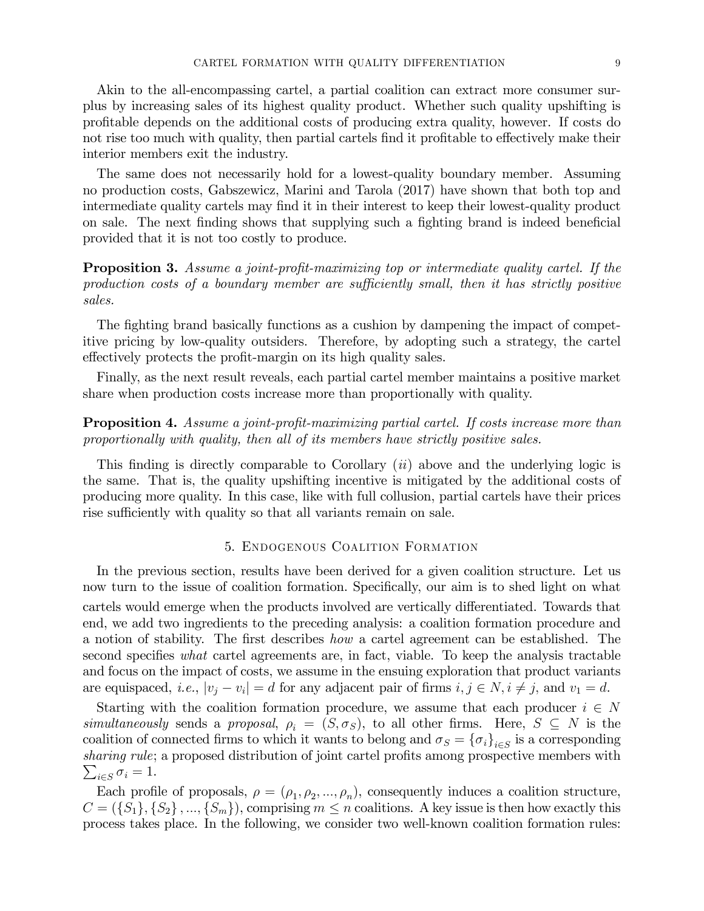Akin to the all-encompassing cartel, a partial coalition can extract more consumer surplus by increasing sales of its highest quality product. Whether such quality upshifting is profitable depends on the additional costs of producing extra quality, however. If costs do not rise too much with quality, then partial cartels find it profitable to effectively make their interior members exit the industry.

The same does not necessarily hold for a lowest-quality boundary member. Assuming no production costs, Gabszewicz, Marini and Tarola (2017) have shown that both top and intermediate quality cartels may find it in their interest to keep their lowest-quality product on sale. The next finding shows that supplying such a fighting brand is indeed beneficial provided that it is not too costly to produce.

**Proposition 3.** *Assume a joint-profit-maximizing top or intermediate quality cartel. If the production costs of a boundary member are sufficiently small, then it has strictly positive sales.*

The fighting brand basically functions as a cushion by dampening the impact of competitive pricing by low-quality outsiders. Therefore, by adopting such a strategy, the cartel effectively protects the profit-margin on its high quality sales.

Finally, as the next result reveals, each partial cartel member maintains a positive market share when production costs increase more than proportionally with quality.

**Proposition 4.** *Assume a joint-profit-maximizing partial cartel. If costs increase more than proportionally with quality, then all of its members have strictly positive sales.*

This finding is directly comparable to Corollary (*ii*) above and the underlying logic is the same. That is, the quality upshifting incentive is mitigated by the additional costs of producing more quality. In this case, like with full collusion, partial cartels have their prices rise sufficiently with quality so that all variants remain on sale.

## 5. Endogenous Coalition Formation

In the previous section, results have been derived for a given coalition structure. Let us now turn to the issue of coalition formation. Specifically, our aim is to shed light on what cartels would emerge when the products involved are vertically differentiated. Towards that end, we add two ingredients to the preceding analysis: a coalition formation procedure and a notion of stability. The first describes *how* a cartel agreement can be established. The second specifies *what* cartel agreements are, in fact, viable. To keep the analysis tractable and focus on the impact of costs, we assume in the ensuing exploration that product variants are equispaced, *i.e.*, $|v_j - v_i| = d$ for any adjacent pair of firms $i, j \in N, i \neq j$, and $v_1 = d$.

Starting with the coalition formation procedure, we assume that each producer $i \in N$ *simultaneously* sends a *proposal*, $\rho_i = (S, \sigma_S)$, to all other firms. Here, $S \subseteq N$ is the coalition of connected firms to which it wants to belong and $\sigma_S = \{\sigma_i\}_{i \in S}$ is a corresponding *sharing rule*; a proposed distribution of joint cartel profits among prospective members with $\sum_{i \in S} \sigma_i = 1$.

Each profile of proposals, $\rho = (\rho_1, \rho_2, ..., \rho_n)$, consequently induces a coalition structure, $C = (\{S_1\}, \{S_2\}, ..., \{S_m\})$, comprising $m \leq n$ coalitions. A key issue is then how exactly this process takes place. In the following, we consider two well-known coalition formation rules: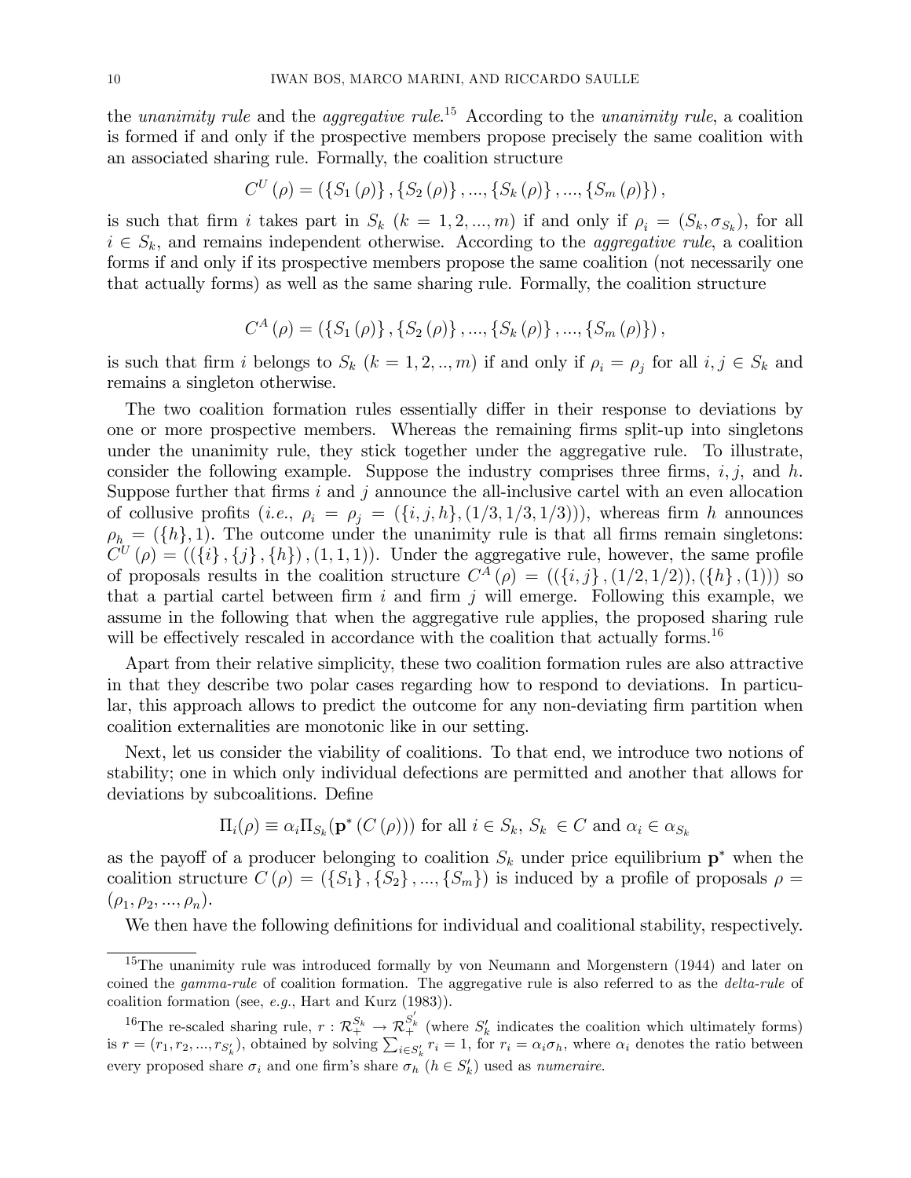the *unanimity rule* and the *aggregative rule*.[15] According to the *unanimity rule*, a coalition is formed if and only if the prospective members propose precisely the same coalition with an associated sharing rule. Formally, the coalition structure

$$C^U(\rho) = (\{S_1(\rho)\}, \{S_2(\rho)\}, ..., \{S_k(\rho)\}, ..., \{S_m(\rho)\}),$$

is such that firm $i$ takes part in $S_k$ $(k = 1, 2, ..., m)$ if and only if $\rho_i = (S_k, \sigma_{S_k})$, for all $i \in S_k$, and remains independent otherwise. According to the *aggregative rule*, a coalition forms if and only if its prospective members propose the same coalition (not necessarily one that actually forms) as well as the same sharing rule. Formally, the coalition structure

$$C^A(\rho) = (\{S_1(\rho)\}, \{S_2(\rho)\}, ..., \{S_k(\rho)\}, ..., \{S_m(\rho)\}),$$

is such that firm $i$ belongs to $S_k$ $(k = 1, 2, .., m)$ if and only if $\rho_i = \rho_j$ for all $i, j \in S_k$ and remains a singleton otherwise.

The two coalition formation rules essentially differ in their response to deviations by one or more prospective members. Whereas the remaining firms split-up into singletons under the unanimity rule, they stick together under the aggregative rule. To illustrate, consider the following example. Suppose the industry comprises three firms, $i, j$, and $h$. Suppose further that firms $i$ and $j$ announce the all-inclusive cartel with an even allocation of collusive profits (*i.e.*, $\rho_i = \rho_j = (\{i, j, h\}, (1/3, 1/3, 1/3))$), whereas firm $h$ announces $\rho_h = (\{h\}, 1)$. The outcome under the unanimity rule is that all firms remain singletons: $C^U(\rho) = ((\{i\}, \{j\}, \{h\}), (1, 1, 1))$. Under the aggregative rule, however, the same profile of proposals results in the coalition structure $C^A(\rho) = ((\{i, j\}, (1/2, 1/2)), (\{h\}, (1)))$ so that a partial cartel between firm $i$ and firm $j$ will emerge. Following this example, we assume in the following that when the aggregative rule applies, the proposed sharing rule will be effectively rescaled in accordance with the coalition that actually forms.[16]

Apart from their relative simplicity, these two coalition formation rules are also attractive in that they describe two polar cases regarding how to respond to deviations. In particular, this approach allows to predict the outcome for any non-deviating firm partition when coalition externalities are monotonic like in our setting.

Next, let us consider the viability of coalitions. To that end, we introduce two notions of stability; one in which only individual defections are permitted and another that allows for deviations by subcoalitions. Define

$$\Pi_i(\rho) \equiv \alpha_i \Pi_{S_k}(\mathbf{p}^*(C(\rho))) \text{ for all } i \in S_k,\ S_k \in C \text{ and } \alpha_i \in \alpha_{S_k}$$

as the payoff of a producer belonging to coalition $S_k$ under price equilibrium $\mathbf{p}^*$ when the coalition structure $C(\rho) = (\{S_1\}, \{S_2\}, ..., \{S_m\})$ is induced by a profile of proposals $\rho = (\rho_1, \rho_2, ..., \rho_n)$.

We then have the following definitions for individual and coalitional stability, respectively.

---

[15] The unanimity rule was introduced formally by von Neumann and Morgenstern (1944) and later on coined the *gamma-rule* of coalition formation. The aggregative rule is also referred to as the *delta-rule* of coalition formation (see, *e.g.*, Hart and Kurz (1983)).

[16] The re-scaled sharing rule, $r : \mathcal{R}_+^{S_k} \to \mathcal{R}_+^{S'_k}$ (where $S'_k$ indicates the coalition which ultimately forms) is $r = (r_1, r_2, ..., r_{S'_k})$, obtained by solving $\sum_{i \in S'_k} r_i = 1$, for $r_i = \alpha_i \sigma_h$, where $\alpha_i$ denotes the ratio between every proposed share $\sigma_i$ and one firm's share $\sigma_h$ $(h \in S'_k)$ used as *numeraire*.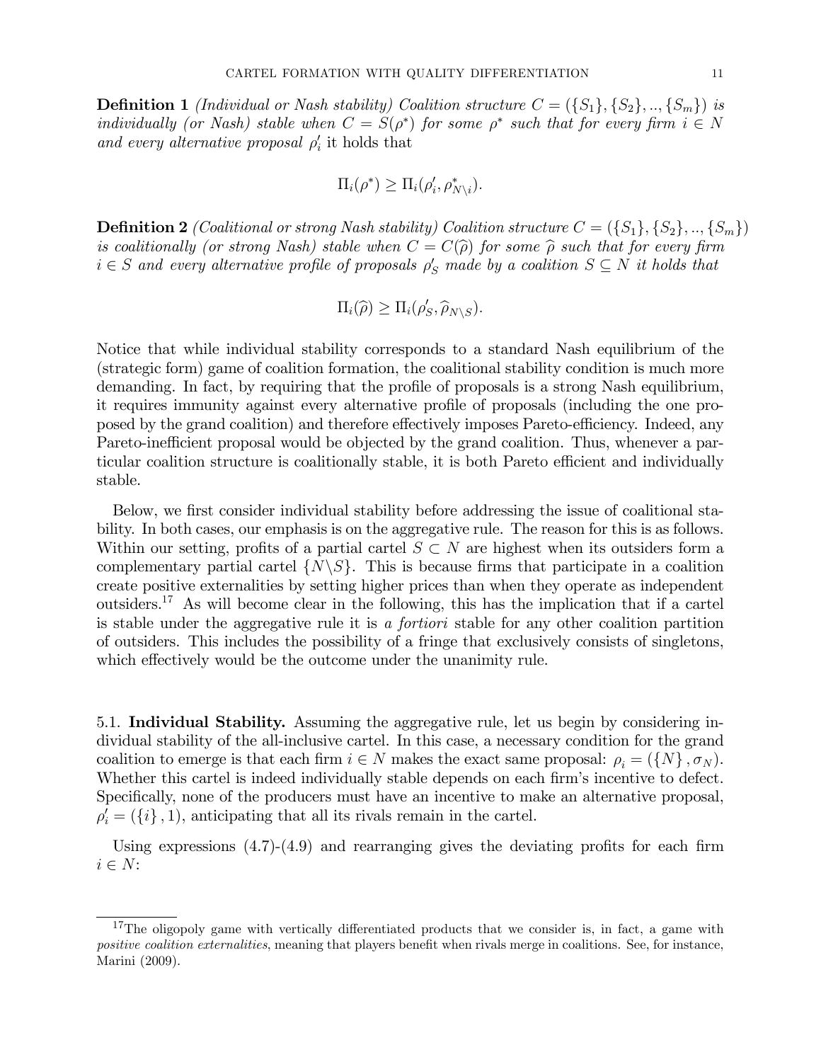**Definition 1** *(Individual or Nash stability) Coalition structure $C = (\{S_1\}, \{S_2\}, .., \{S_m\})$ is individually (or Nash) stable when $C = S(\rho^*)$ for some $\rho^*$ such that for every firm $i \in N$ and every alternative proposal $\rho'_i$* it holds that

$$\Pi_i(\rho^*) \geq \Pi_i(\rho'_i, \rho^*_{N\setminus i}).$$

**Definition 2** *(Coalitional or strong Nash stability) Coalition structure $C = (\{S_1\}, \{S_2\}, .., \{S_m\})$ is coalitionally (or strong Nash) stable when $C = C(\widehat{\rho})$ for some $\widehat{\rho}$ such that for every firm $i \in S$ and every alternative profile of proposals $\rho'_S$ made by a coalition $S \subseteq N$ it holds that*

$$\Pi_i(\widehat{\rho}) \geq \Pi_i(\rho'_S, \widehat{\rho}_{N\setminus S}).$$

Notice that while individual stability corresponds to a standard Nash equilibrium of the (strategic form) game of coalition formation, the coalitional stability condition is much more demanding. In fact, by requiring that the profile of proposals is a strong Nash equilibrium, it requires immunity against every alternative profile of proposals (including the one proposed by the grand coalition) and therefore effectively imposes Pareto-efficiency. Indeed, any Pareto-inefficient proposal would be objected by the grand coalition. Thus, whenever a particular coalition structure is coalitionally stable, it is both Pareto efficient and individually stable.

Below, we first consider individual stability before addressing the issue of coalitional stability. In both cases, our emphasis is on the aggregative rule. The reason for this is as follows. Within our setting, profits of a partial cartel $S \subset N$ are highest when its outsiders form a complementary partial cartel $\{N\setminus S\}$. This is because firms that participate in a coalition create positive externalities by setting higher prices than when they operate as independent outsiders.[17] As will become clear in the following, this has the implication that if a cartel is stable under the aggregative rule it is *a fortiori* stable for any other coalition partition of outsiders. This includes the possibility of a fringe that exclusively consists of singletons, which effectively would be the outcome under the unanimity rule.

5.1. **Individual Stability.** Assuming the aggregative rule, let us begin by considering individual stability of the all-inclusive cartel. In this case, a necessary condition for the grand coalition to emerge is that each firm $i \in N$ makes the exact same proposal: $\rho_i = (\{N\}, \sigma_N)$. Whether this cartel is indeed individually stable depends on each firm's incentive to defect. Specifically, none of the producers must have an incentive to make an alternative proposal, $\rho'_i = (\{i\}, 1)$, anticipating that all its rivals remain in the cartel.

Using expressions (4.7)-(4.9) and rearranging gives the deviating profits for each firm $i \in N$:

[17]The oligopoly game with vertically differentiated products that we consider is, in fact, a game with *positive coalition externalities*, meaning that players benefit when rivals merge in coalitions. See, for instance, Marini (2009).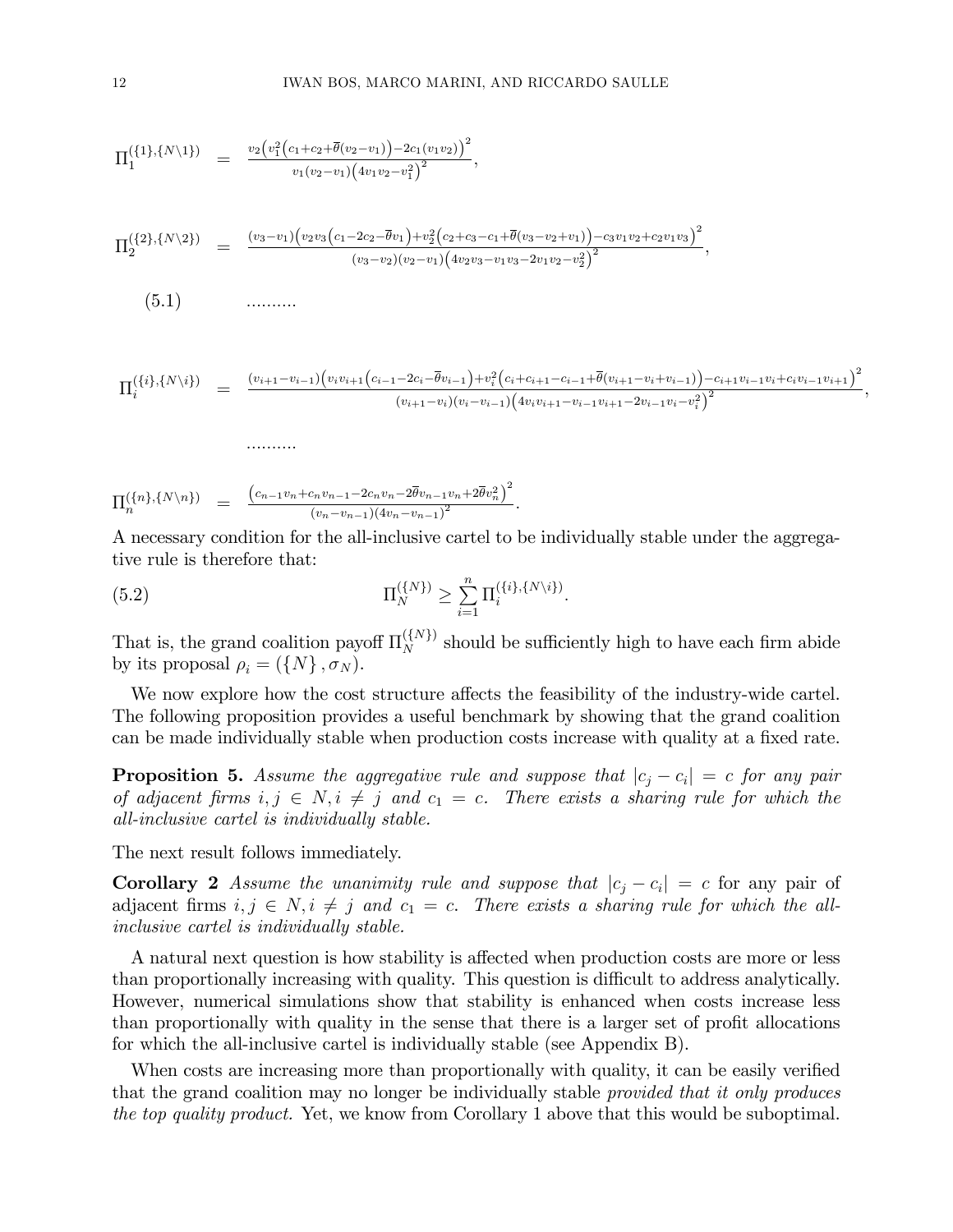$$\Pi_1^{(\{1\},\{N\backslash 1\})} = \frac{v_2\left(v_1^2\left(c_1+c_2+\overline{\theta}(v_2-v_1)\right)-2c_1(v_1v_2)\right)^2}{v_1(v_2-v_1)\left(4v_1v_2-v_1^2\right)^2},$$

$$\Pi_2^{(\{2\},\{N\backslash 2\})} = \frac{(v_3-v_1)\left(v_2v_3\left(c_1-2c_2-\overline{\theta}v_1\right)+v_2^2\left(c_2+c_3-c_1+\overline{\theta}(v_3-v_2+v_1)\right)-c_3v_1v_2+c_2v_1v_3\right)^2}{(v_3-v_2)(v_2-v_1)\left(4v_2v_3-v_1v_3-2v_1v_2-v_2^2\right)^2},$$

$$(5.1) \qquad \text{..........}$$

$$\Pi_i^{(\{i\},\{N\backslash i\})} = \frac{(v_{i+1}-v_{i-1})\left(v_iv_{i+1}\left(c_{i-1}-2c_i-\overline{\theta}v_{i-1}\right)+v_i^2\left(c_i+c_{i+1}-c_{i-1}+\overline{\theta}(v_{i+1}-v_i+v_{i-1})\right)-c_{i+1}v_{i-1}v_i+c_iv_{i-1}v_{i+1}\right)^2}{(v_{i+1}-v_i)(v_i-v_{i-1})\left(4v_iv_{i+1}-v_{i-1}v_{i+1}-2v_{i-1}v_i-v_i^2\right)^2},$$

$$\text{..........}$$

$$\Pi_n^{(\{n\},\{N\backslash n\})} = \frac{\left(c_{n-1}v_n+c_nv_{n-1}-2c_nv_n-2\overline{\theta}v_{n-1}v_n+2\overline{\theta}v_n^2\right)^2}{(v_n-v_{n-1})(4v_n-v_{n-1})^2}.$$

A necessary condition for the all-inclusive cartel to be individually stable under the aggregative rule is therefore that:

$$(5.2) \qquad \Pi_N^{(\{N\})} \geq \sum_{i=1}^{n} \Pi_i^{(\{i\},\{N\backslash i\})}.$$

That is, the grand coalition payoff $\Pi_N^{(\{N\})}$ should be sufficiently high to have each firm abide by its proposal $\rho_i = (\{N\}, \sigma_N)$.

We now explore how the cost structure affects the feasibility of the industry-wide cartel. The following proposition provides a useful benchmark by showing that the grand coalition can be made individually stable when production costs increase with quality at a fixed rate.

**Proposition 5.** *Assume the aggregative rule and suppose that $|c_j - c_i| = c$ for any pair of adjacent firms $i, j \in N, i \neq j$ and $c_1 = c$. There exists a sharing rule for which the all-inclusive cartel is individually stable.*

The next result follows immediately.

**Corollary 2** *Assume the unanimity rule and suppose that $|c_j - c_i| = c$ for any pair of adjacent firms $i, j \in N, i \neq j$ and $c_1 = c$. There exists a sharing rule for which the all-inclusive cartel is individually stable.*

A natural next question is how stability is affected when production costs are more or less than proportionally increasing with quality. This question is difficult to address analytically. However, numerical simulations show that stability is enhanced when costs increase less than proportionally with quality in the sense that there is a larger set of profit allocations for which the all-inclusive cartel is individually stable (see Appendix B).

When costs are increasing more than proportionally with quality, it can be easily verified that the grand coalition may no longer be individually stable *provided that it only produces the top quality product.* Yet, we know from Corollary 1 above that this would be suboptimal.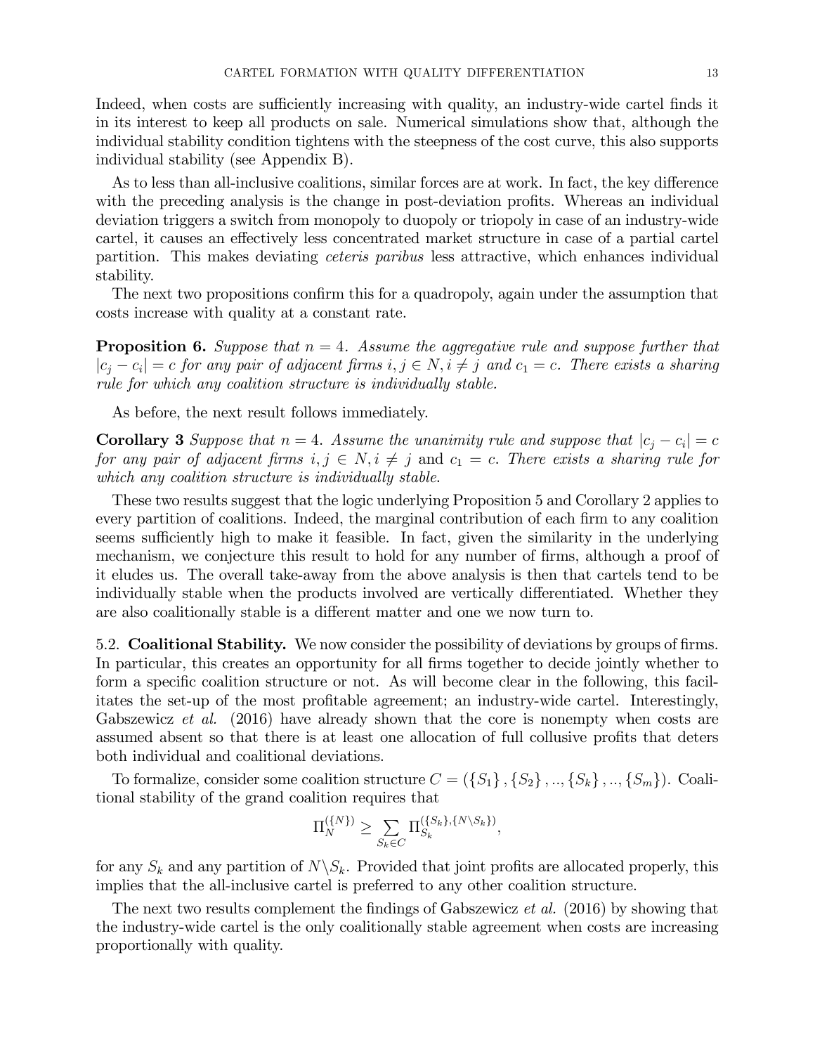Indeed, when costs are sufficiently increasing with quality, an industry-wide cartel finds it in its interest to keep all products on sale. Numerical simulations show that, although the individual stability condition tightens with the steepness of the cost curve, this also supports individual stability (see Appendix B).

As to less than all-inclusive coalitions, similar forces are at work. In fact, the key difference with the preceding analysis is the change in post-deviation profits. Whereas an individual deviation triggers a switch from monopoly to duopoly or triopoly in case of an industry-wide cartel, it causes an effectively less concentrated market structure in case of a partial cartel partition. This makes deviating *ceteris paribus* less attractive, which enhances individual stability.

The next two propositions confirm this for a quadropoly, again under the assumption that costs increase with quality at a constant rate.

**Proposition 6.** *Suppose that $n = 4$. Assume the aggregative rule and suppose further that $|c_j - c_i| = c$ for any pair of adjacent firms $i, j \in N, i \neq j$ and $c_1 = c$. There exists a sharing rule for which any coalition structure is individually stable.*

As before, the next result follows immediately.

**Corollary 3** *Suppose that $n = 4$. Assume the unanimity rule and suppose that $|c_j - c_i| = c$ for any pair of adjacent firms $i, j \in N, i \neq j$* and $c_1 = c$. *There exists a sharing rule for which any coalition structure is individually stable.*

These two results suggest that the logic underlying Proposition 5 and Corollary 2 applies to every partition of coalitions. Indeed, the marginal contribution of each firm to any coalition seems sufficiently high to make it feasible. In fact, given the similarity in the underlying mechanism, we conjecture this result to hold for any number of firms, although a proof of it eludes us. The overall take-away from the above analysis is then that cartels tend to be individually stable when the products involved are vertically differentiated. Whether they are also coalitionally stable is a different matter and one we now turn to.

5.2. **Coalitional Stability.** We now consider the possibility of deviations by groups of firms. In particular, this creates an opportunity for all firms together to decide jointly whether to form a specific coalition structure or not. As will become clear in the following, this facilitates the set-up of the most profitable agreement; an industry-wide cartel. Interestingly, Gabszewicz *et al.* (2016) have already shown that the core is nonempty when costs are assumed absent so that there is at least one allocation of full collusive profits that deters both individual and coalitional deviations.

To formalize, consider some coalition structure $C = (\{S_1\}, \{S_2\}, .., \{S_k\}, .., \{S_m\})$. Coalitional stability of the grand coalition requires that

$$\Pi_N^{(\{N\})} \geq \sum_{S_k \in C} \Pi_{S_k}^{(\{S_k\}, \{N \backslash S_k\})},$$

for any $S_k$ and any partition of $N \backslash S_k$. Provided that joint profits are allocated properly, this implies that the all-inclusive cartel is preferred to any other coalition structure.

The next two results complement the findings of Gabszewicz *et al.* (2016) by showing that the industry-wide cartel is the only coalitionally stable agreement when costs are increasing proportionally with quality.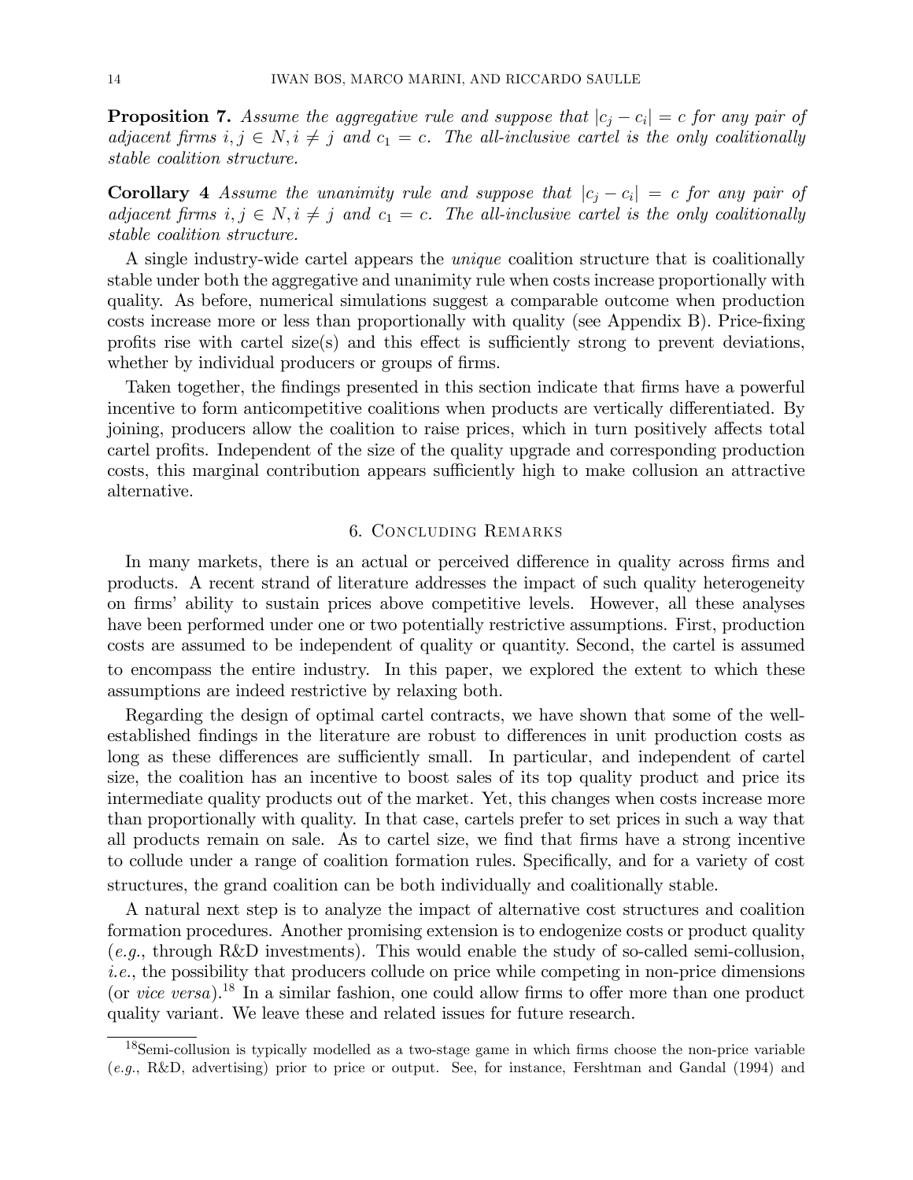**Proposition 7.** *Assume the aggregative rule and suppose that $|c_j - c_i| = c$ for any pair of adjacent firms $i, j \in N, i \neq j$ and $c_1 = c$. The all-inclusive cartel is the only coalitionally stable coalition structure.*

**Corollary 4** *Assume the unanimity rule and suppose that $|c_j - c_i| = c$ for any pair of adjacent firms $i, j \in N, i \neq j$ and $c_1 = c$. The all-inclusive cartel is the only coalitionally stable coalition structure.*

A single industry-wide cartel appears the *unique* coalition structure that is coalitionally stable under both the aggregative and unanimity rule when costs increase proportionally with quality. As before, numerical simulations suggest a comparable outcome when production costs increase more or less than proportionally with quality (see Appendix B). Price-fixing profits rise with cartel size(s) and this effect is sufficiently strong to prevent deviations, whether by individual producers or groups of firms.

Taken together, the findings presented in this section indicate that firms have a powerful incentive to form anticompetitive coalitions when products are vertically differentiated. By joining, producers allow the coalition to raise prices, which in turn positively affects total cartel profits. Independent of the size of the quality upgrade and corresponding production costs, this marginal contribution appears sufficiently high to make collusion an attractive alternative.

## 6. Concluding Remarks

In many markets, there is an actual or perceived difference in quality across firms and products. A recent strand of literature addresses the impact of such quality heterogeneity on firms' ability to sustain prices above competitive levels. However, all these analyses have been performed under one or two potentially restrictive assumptions. First, production costs are assumed to be independent of quality or quantity. Second, the cartel is assumed to encompass the entire industry. In this paper, we explored the extent to which these assumptions are indeed restrictive by relaxing both.

Regarding the design of optimal cartel contracts, we have shown that some of the well-established findings in the literature are robust to differences in unit production costs as long as these differences are sufficiently small. In particular, and independent of cartel size, the coalition has an incentive to boost sales of its top quality product and price its intermediate quality products out of the market. Yet, this changes when costs increase more than proportionally with quality. In that case, cartels prefer to set prices in such a way that all products remain on sale. As to cartel size, we find that firms have a strong incentive to collude under a range of coalition formation rules. Specifically, and for a variety of cost structures, the grand coalition can be both individually and coalitionally stable.

A natural next step is to analyze the impact of alternative cost structures and coalition formation procedures. Another promising extension is to endogenize costs or product quality (*e.g.*, through R&D investments). This would enable the study of so-called semi-collusion, *i.e.*, the possibility that producers collude on price while competing in non-price dimensions (or *vice versa*).[18] In a similar fashion, one could allow firms to offer more than one product quality variant. We leave these and related issues for future research.

[18] Semi-collusion is typically modelled as a two-stage game in which firms choose the non-price variable (*e.g.*, R&D, advertising) prior to price or output. See, for instance, Fershtman and Gandal (1994) and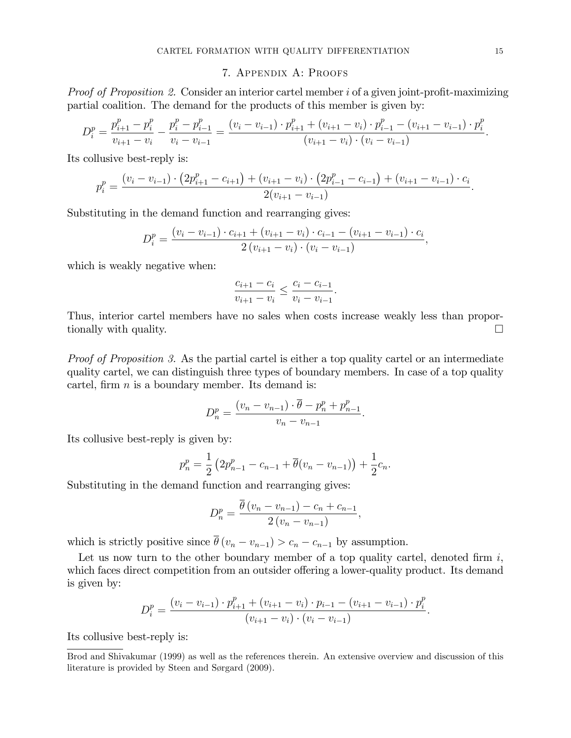## 7. Appendix A: Proofs

*Proof of Proposition 2.* Consider an interior cartel member $i$ of a given joint-profit-maximizing partial coalition. The demand for the products of this member is given by:

$$D_i^p = \frac{p_{i+1}^p - p_i^p}{v_{i+1} - v_i} - \frac{p_i^p - p_{i-1}^p}{v_i - v_{i-1}} = \frac{(v_i - v_{i-1}) \cdot p_{i+1}^p + (v_{i+1} - v_i) \cdot p_{i-1}^p - (v_{i+1} - v_{i-1}) \cdot p_i^p}{(v_{i+1} - v_i) \cdot (v_i - v_{i-1})}.$$

Its collusive best-reply is:

$$p_i^p = \frac{(v_i - v_{i-1}) \cdot \left(2p_{i+1}^p - c_{i+1}\right) + (v_{i+1} - v_i) \cdot \left(2p_{i-1}^p - c_{i-1}\right) + (v_{i+1} - v_{i-1}) \cdot c_i}{2(v_{i+1} - v_{i-1})}.$$

Substituting in the demand function and rearranging gives:

$$D_i^p = \frac{(v_i - v_{i-1}) \cdot c_{i+1} + (v_{i+1} - v_i) \cdot c_{i-1} - (v_{i+1} - v_{i-1}) \cdot c_i}{2\,(v_{i+1} - v_i) \cdot (v_i - v_{i-1})},$$

which is weakly negative when:

$$\frac{c_{i+1} - c_i}{v_{i+1} - v_i} \leq \frac{c_i - c_{i-1}}{v_i - v_{i-1}}.$$

Thus, interior cartel members have no sales when costs increase weakly less than proportionally with quality. □

*Proof of Proposition 3.* As the partial cartel is either a top quality cartel or an intermediate quality cartel, we can distinguish three types of boundary members. In case of a top quality cartel, firm $n$ is a boundary member. Its demand is:

$$D_n^p = \frac{(v_n - v_{n-1}) \cdot \overline{\theta} - p_n^p + p_{n-1}^p}{v_n - v_{n-1}}.$$

Its collusive best-reply is given by:

$$p_n^p = \frac{1}{2}\left(2p_{n-1}^p - c_{n-1} + \overline{\theta}(v_n - v_{n-1})\right) + \frac{1}{2}c_n.$$

Substituting in the demand function and rearranging gives:

$$D_n^p = \frac{\overline{\theta}\,(v_n - v_{n-1}) - c_n + c_{n-1}}{2\,(v_n - v_{n-1})},$$

which is strictly positive since $\overline{\theta}\,(v_n - v_{n-1}) > c_n - c_{n-1}$ by assumption.

Let us now turn to the other boundary member of a top quality cartel, denoted firm $i$, which faces direct competition from an outsider offering a lower-quality product. Its demand is given by:

$$D_i^p = \frac{(v_i - v_{i-1}) \cdot p_{i+1}^p + (v_{i+1} - v_i) \cdot p_{i-1} - (v_{i+1} - v_{i-1}) \cdot p_i^p}{(v_{i+1} - v_i) \cdot (v_i - v_{i-1})}.$$

Its collusive best-reply is:

---

Brod and Shivakumar (1999) as well as the references therein. An extensive overview and discussion of this literature is provided by Steen and Sørgard (2009).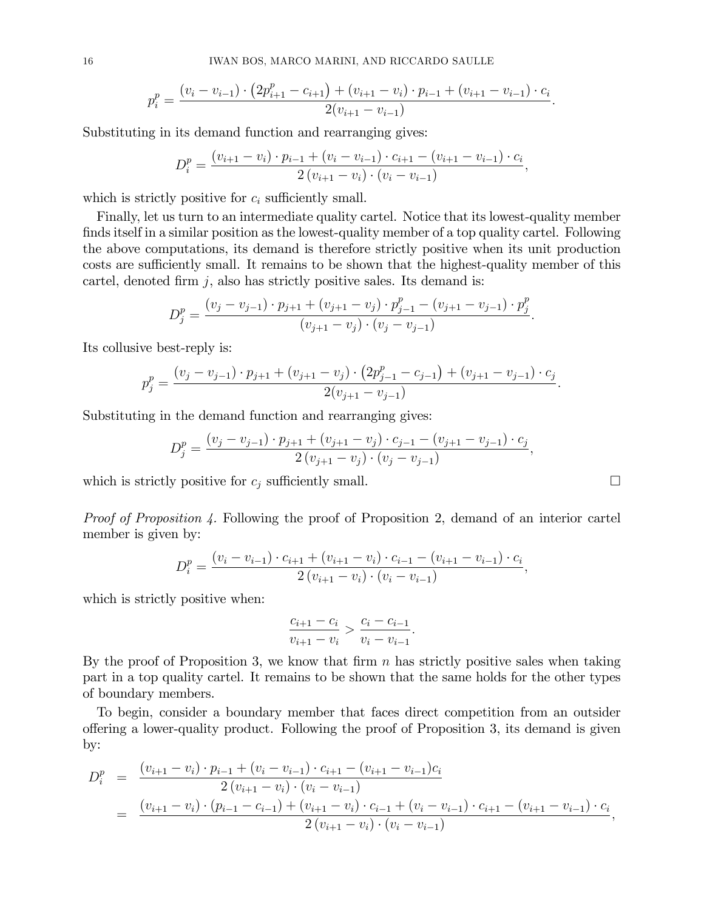$$p_i^p = \frac{(v_i - v_{i-1}) \cdot \left(2p_{i+1}^p - c_{i+1}\right) + (v_{i+1} - v_i) \cdot p_{i-1} + (v_{i+1} - v_{i-1}) \cdot c_i}{2(v_{i+1} - v_{i-1})}.$$

Substituting in its demand function and rearranging gives:

$$D_i^p = \frac{(v_{i+1} - v_i) \cdot p_{i-1} + (v_i - v_{i-1}) \cdot c_{i+1} - (v_{i+1} - v_{i-1}) \cdot c_i}{2\left(v_{i+1} - v_i\right) \cdot \left(v_i - v_{i-1}\right)},$$

which is strictly positive for $c_i$ sufficiently small.

Finally, let us turn to an intermediate quality cartel. Notice that its lowest-quality member finds itself in a similar position as the lowest-quality member of a top quality cartel. Following the above computations, its demand is therefore strictly positive when its unit production costs are sufficiently small. It remains to be shown that the highest-quality member of this cartel, denoted firm $j$, also has strictly positive sales. Its demand is:

$$D_j^p = \frac{(v_j - v_{j-1}) \cdot p_{j+1} + (v_{j+1} - v_j) \cdot p_{j-1}^p - (v_{j+1} - v_{j-1}) \cdot p_j^p}{(v_{j+1} - v_j) \cdot (v_j - v_{j-1})}.$$

Its collusive best-reply is:

$$p_j^p = \frac{(v_j - v_{j-1}) \cdot p_{j+1} + (v_{j+1} - v_j) \cdot \left(2p_{j-1}^p - c_{j-1}\right) + (v_{j+1} - v_{j-1}) \cdot c_j}{2(v_{j+1} - v_{j-1})}.$$

Substituting in the demand function and rearranging gives:

$$D_j^p = \frac{(v_j - v_{j-1}) \cdot p_{j+1} + (v_{j+1} - v_j) \cdot c_{j-1} - (v_{j+1} - v_{j-1}) \cdot c_j}{2\left(v_{j+1} - v_j\right) \cdot \left(v_j - v_{j-1}\right)},$$

which is strictly positive for $c_j$ sufficiently small. □

*Proof of Proposition 4.* Following the proof of Proposition 2, demand of an interior cartel member is given by:

$$D_i^p = \frac{(v_i - v_{i-1}) \cdot c_{i+1} + (v_{i+1} - v_i) \cdot c_{i-1} - (v_{i+1} - v_{i-1}) \cdot c_i}{2\left(v_{i+1} - v_i\right) \cdot \left(v_i - v_{i-1}\right)},$$

which is strictly positive when:

$$\frac{c_{i+1} - c_i}{v_{i+1} - v_i} > \frac{c_i - c_{i-1}}{v_i - v_{i-1}}.$$

By the proof of Proposition 3, we know that firm $n$ has strictly positive sales when taking part in a top quality cartel. It remains to be shown that the same holds for the other types of boundary members.

To begin, consider a boundary member that faces direct competition from an outsider offering a lower-quality product. Following the proof of Proposition 3, its demand is given by:

$$\begin{aligned}
D_i^p &= \frac{(v_{i+1} - v_i) \cdot p_{i-1} + (v_i - v_{i-1}) \cdot c_{i+1} - (v_{i+1} - v_{i-1})c_i}{2\left(v_{i+1} - v_i\right) \cdot \left(v_i - v_{i-1}\right)} \\
&= \frac{(v_{i+1} - v_i) \cdot (p_{i-1} - c_{i-1}) + (v_{i+1} - v_i) \cdot c_{i-1} + (v_i - v_{i-1}) \cdot c_{i+1} - (v_{i+1} - v_{i-1}) \cdot c_i}{2\left(v_{i+1} - v_i\right) \cdot \left(v_i - v_{i-1}\right)},
\end{aligned}$$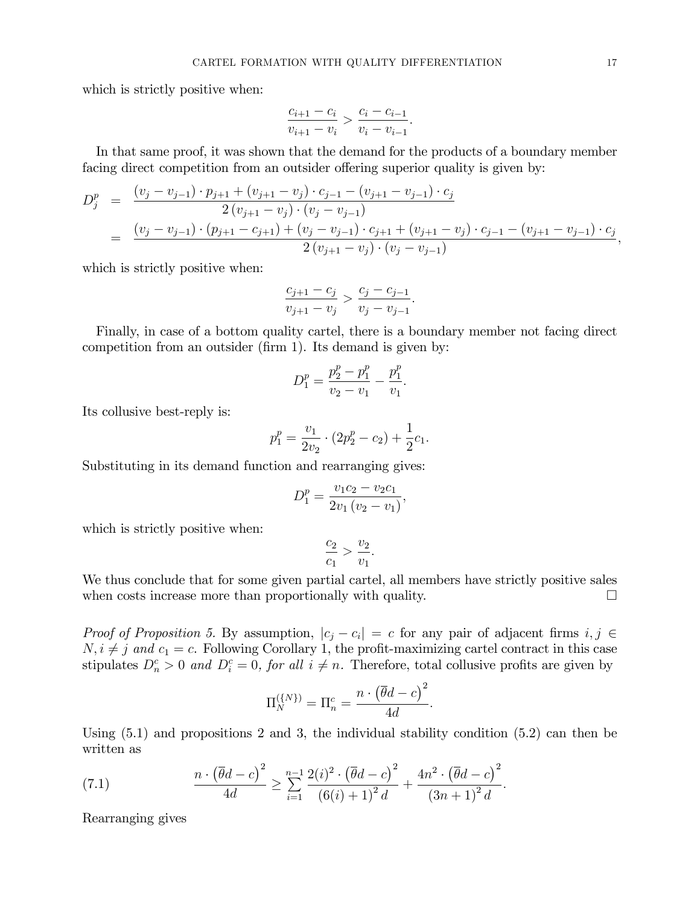which is strictly positive when:

$$\frac{c_{i+1}-c_i}{v_{i+1}-v_i} > \frac{c_i - c_{i-1}}{v_i - v_{i-1}}.$$

In that same proof, it was shown that the demand for the products of a boundary member facing direct competition from an outsider offering superior quality is given by:

$$\begin{aligned} D_j^p &= \frac{(v_j - v_{j-1}) \cdot p_{j+1} + (v_{j+1} - v_j) \cdot c_{j-1} - (v_{j+1} - v_{j-1}) \cdot c_j}{2 (v_{j+1} - v_j) \cdot (v_j - v_{j-1})} \\ &= \frac{(v_j - v_{j-1}) \cdot (p_{j+1} - c_{j+1}) + (v_j - v_{j-1}) \cdot c_{j+1} + (v_{j+1} - v_j) \cdot c_{j-1} - (v_{j+1} - v_{j-1}) \cdot c_j}{2 (v_{j+1} - v_j) \cdot (v_j - v_{j-1})}, \end{aligned}$$

which is strictly positive when:

$$\frac{c_{j+1}-c_j}{v_{j+1}-v_j} > \frac{c_j - c_{j-1}}{v_j - v_{j-1}}.$$

Finally, in case of a bottom quality cartel, there is a boundary member not facing direct competition from an outsider (firm 1). Its demand is given by:

$$D_1^p = \frac{p_2^p - p_1^p}{v_2 - v_1} - \frac{p_1^p}{v_1}.$$

Its collusive best-reply is:

$$p_1^p = \frac{v_1}{2 v_2} \cdot (2 p_2^p - c_2) + \frac{1}{2} c_1.$$

Substituting in its demand function and rearranging gives:

$$D_1^p = \frac{v_1 c_2 - v_2 c_1}{2 v_1 (v_2 - v_1)},$$

which is strictly positive when:

$$\frac{c_2}{c_1} > \frac{v_2}{v_1}.$$

We thus conclude that for some given partial cartel, all members have strictly positive sales when costs increase more than proportionally with quality. □

*Proof of Proposition 5.* By assumption, $|c_j - c_i| = c$ for any pair of adjacent firms $i, j \in N, i \neq j$ *and* $c_1 = c$. Following Corollary 1, the profit-maximizing cartel contract in this case stipulates $D_n^c > 0$ *and* $D_i^c = 0$, *for all* $i \neq n$. Therefore, total collusive profits are given by

$$\Pi_N^{(\{N\})} = \Pi_n^c = \frac{n \cdot \left(\overline{\theta} d - c\right)^2}{4d}.$$

Using (5.1) and propositions 2 and 3, the individual stability condition (5.2) can then be written as

$$\frac{n \cdot \left(\overline{\theta} d - c\right)^2}{4d} \geq \sum_{i=1}^{n-1} \frac{2(i)^2 \cdot \left(\overline{\theta} d - c\right)^2}{\left(6(i) + 1\right)^2 d} + \frac{4n^2 \cdot \left(\overline{\theta} d - c\right)^2}{\left(3n + 1\right)^2 d}. \tag{7.1}$$

Rearranging gives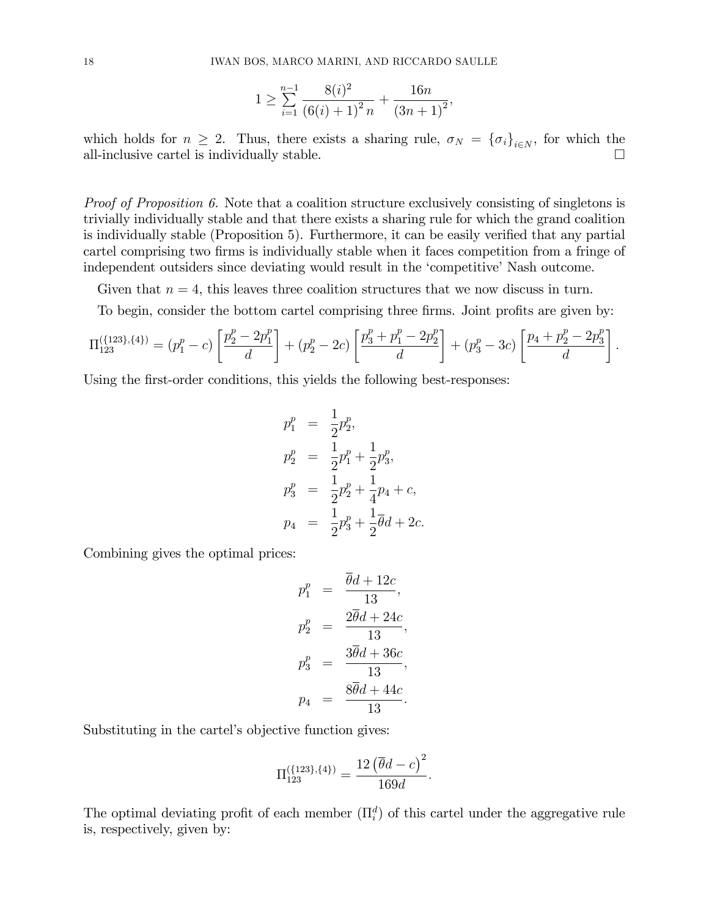$$1 \geq \sum_{i=1}^{n-1} \frac{8(i)^2}{\left(6(i)+1\right)^2 n} + \frac{16n}{\left(3n+1\right)^2},$$

which holds for $n \geq 2$. Thus, there exists a sharing rule, $\sigma_N = \{\sigma_i\}_{i \in N}$, for which the all-inclusive cartel is individually stable. □

*Proof of Proposition 6.* Note that a coalition structure exclusively consisting of singletons is trivially individually stable and that there exists a sharing rule for which the grand coalition is individually stable (Proposition 5). Furthermore, it can be easily verified that any partial cartel comprising two firms is individually stable when it faces competition from a fringe of independent outsiders since deviating would result in the 'competitive' Nash outcome.

Given that $n = 4$, this leaves three coalition structures that we now discuss in turn.

To begin, consider the bottom cartel comprising three firms. Joint profits are given by:

$$\Pi_{123}^{(\{123\},\{4\})} = (p_1^p - c)\left[\frac{p_2^p - 2p_1^p}{d}\right] + (p_2^p - 2c)\left[\frac{p_3^p + p_1^p - 2p_2^p}{d}\right] + (p_3^p - 3c)\left[\frac{p_4 + p_2^p - 2p_3^p}{d}\right].$$

Using the first-order conditions, this yields the following best-responses:

$$\begin{aligned}
p_1^p &= \frac{1}{2}p_2^p, \\
p_2^p &= \frac{1}{2}p_1^p + \frac{1}{2}p_3^p, \\
p_3^p &= \frac{1}{2}p_2^p + \frac{1}{4}p_4 + c, \\
p_4 &= \frac{1}{2}p_3^p + \frac{1}{2}\overline{\theta}d + 2c.
\end{aligned}$$

Combining gives the optimal prices:

$$\begin{aligned}
p_1^p &= \frac{\overline{\theta}d + 12c}{13}, \\
p_2^p &= \frac{2\overline{\theta}d + 24c}{13}, \\
p_3^p &= \frac{3\overline{\theta}d + 36c}{13}, \\
p_4 &= \frac{8\overline{\theta}d + 44c}{13}.
\end{aligned}$$

Substituting in the cartel's objective function gives:

$$\Pi_{123}^{(\{123\},\{4\})} = \frac{12\left(\overline{\theta}d - c\right)^2}{169d}.$$

The optimal deviating profit of each member ($\Pi_i^d$) of this cartel under the aggregative rule is, respectively, given by: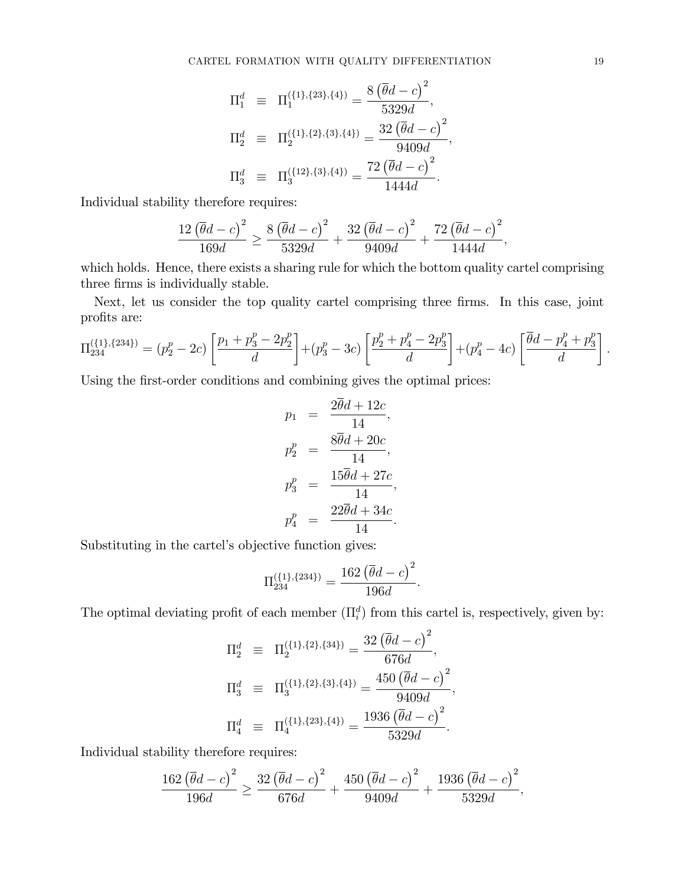$$
\begin{aligned}
\Pi_1^d &\equiv \Pi_1^{(\{1\},\{23\},\{4\})} = \frac{8\left(\overline{\theta}d - c\right)^2}{5329d}, \\
\Pi_2^d &\equiv \Pi_2^{(\{1\},\{2\},\{3\},\{4\})} = \frac{32\left(\overline{\theta}d - c\right)^2}{9409d}, \\
\Pi_3^d &\equiv \Pi_3^{(\{12\},\{3\},\{4\})} = \frac{72\left(\overline{\theta}d - c\right)^2}{1444d}.
\end{aligned}
$$

Individual stability therefore requires:

$$
\frac{12\left(\overline{\theta}d - c\right)^2}{169d} \geq \frac{8\left(\overline{\theta}d - c\right)^2}{5329d} + \frac{32\left(\overline{\theta}d - c\right)^2}{9409d} + \frac{72\left(\overline{\theta}d - c\right)^2}{1444d},
$$

which holds. Hence, there exists a sharing rule for which the bottom quality cartel comprising three firms is individually stable.

Next, let us consider the top quality cartel comprising three firms. In this case, joint profits are:

$$
\Pi_{234}^{(\{1\},\{234\})} = (p_2^p - 2c)\left[\frac{p_1 + p_3^p - 2p_2^p}{d}\right] + (p_3^p - 3c)\left[\frac{p_2^p + p_4^p - 2p_3^p}{d}\right] + (p_4^p - 4c)\left[\frac{\overline{\theta}d - p_4^p + p_3^p}{d}\right].
$$

Using the first-order conditions and combining gives the optimal prices:

$$
\begin{aligned}
p_1 &= \frac{2\overline{\theta}d + 12c}{14}, \\
p_2^p &= \frac{8\overline{\theta}d + 20c}{14}, \\
p_3^p &= \frac{15\overline{\theta}d + 27c}{14}, \\
p_4^p &= \frac{22\overline{\theta}d + 34c}{14}.
\end{aligned}
$$

Substituting in the cartel's objective function gives:

$$
\Pi_{234}^{(\{1\},\{234\})} = \frac{162\left(\overline{\theta}d - c\right)^2}{196d}.
$$

The optimal deviating profit of each member ($\Pi_i^d$) from this cartel is, respectively, given by:

$$
\begin{aligned}
\Pi_2^d &\equiv \Pi_2^{(\{1\},\{2\},\{34\})} = \frac{32\left(\overline{\theta}d - c\right)^2}{676d}, \\
\Pi_3^d &\equiv \Pi_3^{(\{1\},\{2\},\{3\},\{4\})} = \frac{450\left(\overline{\theta}d - c\right)^2}{9409d}, \\
\Pi_4^d &\equiv \Pi_4^{(\{1\},\{23\},\{4\})} = \frac{1936\left(\overline{\theta}d - c\right)^2}{5329d}.
\end{aligned}
$$

Individual stability therefore requires:

$$
\frac{162\left(\overline{\theta}d - c\right)^2}{196d} \geq \frac{32\left(\overline{\theta}d - c\right)^2}{676d} + \frac{450\left(\overline{\theta}d - c\right)^2}{9409d} + \frac{1936\left(\overline{\theta}d - c\right)^2}{5329d},
$$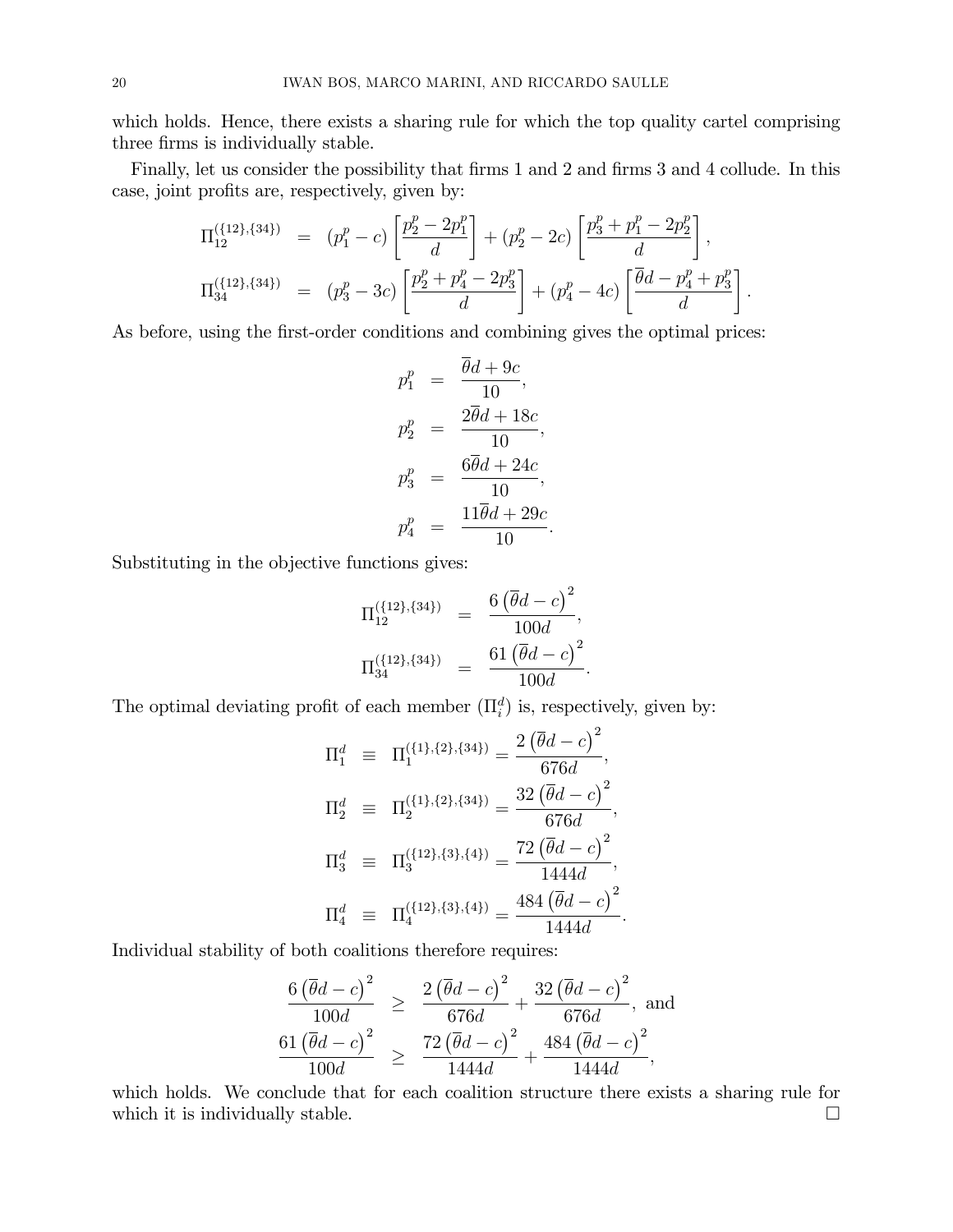which holds. Hence, there exists a sharing rule for which the top quality cartel comprising three firms is individually stable.

Finally, let us consider the possibility that firms 1 and 2 and firms 3 and 4 collude. In this case, joint profits are, respectively, given by:

$$
\begin{aligned}
\Pi_{12}^{(\{12\},\{34\})} &= \left(p_1^p - c\right)\left[\frac{p_2^p - 2p_1^p}{d}\right] + \left(p_2^p - 2c\right)\left[\frac{p_3^p + p_1^p - 2p_2^p}{d}\right], \\
\Pi_{34}^{(\{12\},\{34\})} &= \left(p_3^p - 3c\right)\left[\frac{p_2^p + p_4^p - 2p_3^p}{d}\right] + \left(p_4^p - 4c\right)\left[\frac{\overline{\theta}d - p_4^p + p_3^p}{d}\right].
\end{aligned}
$$

As before, using the first-order conditions and combining gives the optimal prices:

$$
\begin{aligned}
p_1^p &= \frac{\overline{\theta}d + 9c}{10}, \\
p_2^p &= \frac{2\overline{\theta}d + 18c}{10}, \\
p_3^p &= \frac{6\overline{\theta}d + 24c}{10}, \\
p_4^p &= \frac{11\overline{\theta}d + 29c}{10}.
\end{aligned}
$$

Substituting in the objective functions gives:

$$
\begin{aligned}
\Pi_{12}^{(\{12\},\{34\})} &= \frac{6\left(\overline{\theta}d - c\right)^2}{100d}, \\
\Pi_{34}^{(\{12\},\{34\})} &= \frac{61\left(\overline{\theta}d - c\right)^2}{100d}.
\end{aligned}
$$

The optimal deviating profit of each member ($\Pi_i^d$) is, respectively, given by:

$$
\begin{aligned}
\Pi_1^d &\equiv \Pi_1^{(\{1\},\{2\},\{34\})} = \frac{2\left(\overline{\theta}d - c\right)^2}{676d}, \\
\Pi_2^d &\equiv \Pi_2^{(\{1\},\{2\},\{34\})} = \frac{32\left(\overline{\theta}d - c\right)^2}{676d}, \\
\Pi_3^d &\equiv \Pi_3^{(\{12\},\{3\},\{4\})} = \frac{72\left(\overline{\theta}d - c\right)^2}{1444d}, \\
\Pi_4^d &\equiv \Pi_4^{(\{12\},\{3\},\{4\})} = \frac{484\left(\overline{\theta}d - c\right)^2}{1444d}.
\end{aligned}
$$

Individual stability of both coalitions therefore requires:

$$
\begin{aligned}
\frac{6\left(\overline{\theta}d - c\right)^2}{100d} &\geq \frac{2\left(\overline{\theta}d - c\right)^2}{676d} + \frac{32\left(\overline{\theta}d - c\right)^2}{676d}, \text{ and} \\
\frac{61\left(\overline{\theta}d - c\right)^2}{100d} &\geq \frac{72\left(\overline{\theta}d - c\right)^2}{1444d} + \frac{484\left(\overline{\theta}d - c\right)^2}{1444d},
\end{aligned}
$$

which holds. We conclude that for each coalition structure there exists a sharing rule for which it is individually stable. □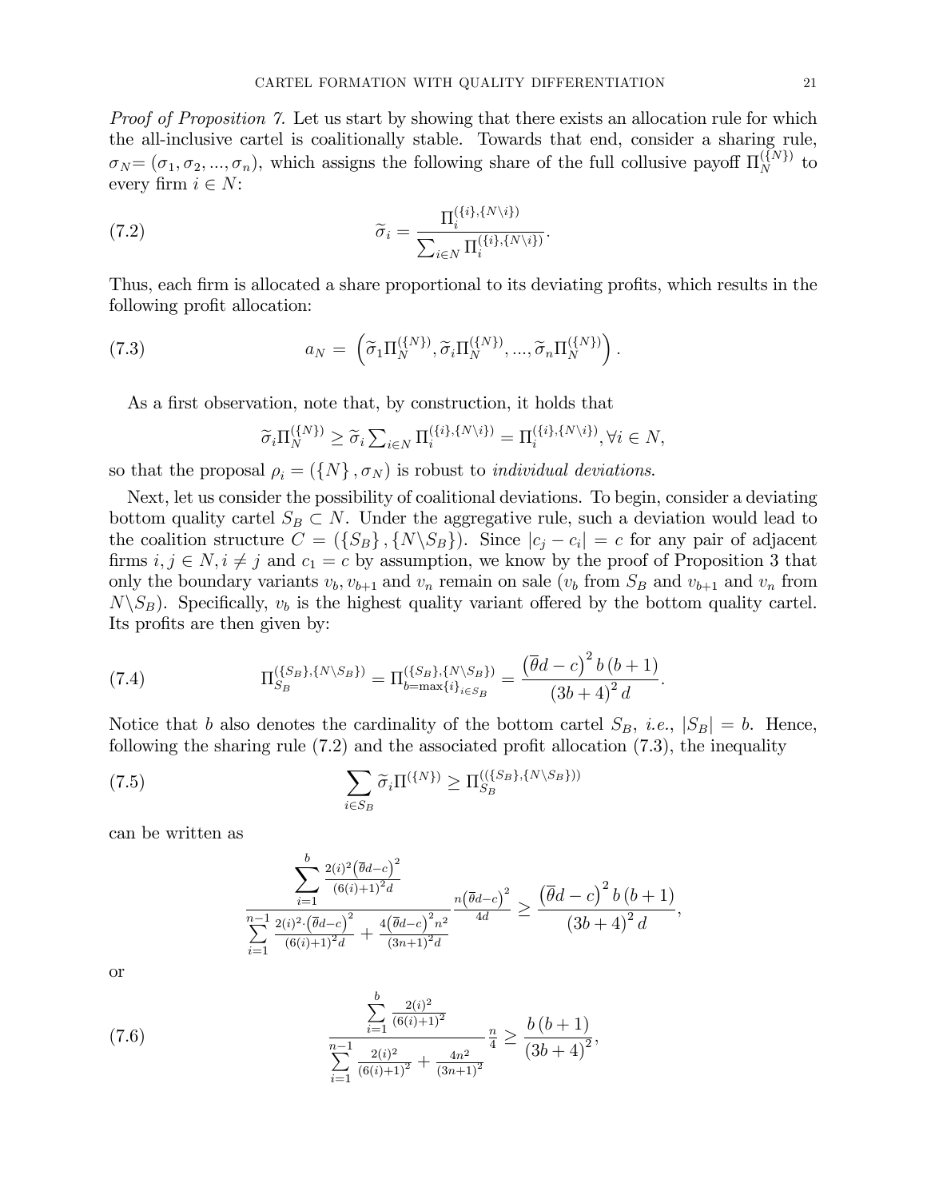*Proof of Proposition 7.* Let us start by showing that there exists an allocation rule for which the all-inclusive cartel is coalitionally stable. Towards that end, consider a sharing rule, $\sigma_N = (\sigma_1, \sigma_2, ..., \sigma_n)$, which assigns the following share of the full collusive payoff $\Pi_N^{(\{N\})}$ to every firm $i \in N$:

$$\widetilde{\sigma}_i = \frac{\Pi_i^{(\{i\},\{N\backslash i\})}}{\sum_{i\in N} \Pi_i^{(\{i\},\{N\backslash i\})}}. \tag{7.2}$$

Thus, each firm is allocated a share proportional to its deviating profits, which results in the following profit allocation:

$$a_N = \left(\widetilde{\sigma}_1 \Pi_N^{(\{N\})}, \widetilde{\sigma}_i \Pi_N^{(\{N\})}, ..., \widetilde{\sigma}_n \Pi_N^{(\{N\})}\right). \tag{7.3}$$

As a first observation, note that, by construction, it holds that

$$\widetilde{\sigma}_i \Pi_N^{(\{N\})} \geq \widetilde{\sigma}_i \textstyle\sum_{i\in N} \Pi_i^{(\{i\},\{N\backslash i\})} = \Pi_i^{(\{i\},\{N\backslash i\})}, \forall i \in N,$$

so that the proposal $\rho_i = (\{N\}, \sigma_N)$ is robust to *individual deviations*.

Next, let us consider the possibility of coalitional deviations. To begin, consider a deviating bottom quality cartel $S_B \subset N$. Under the aggregative rule, such a deviation would lead to the coalition structure $C = (\{S_B\}, \{N\backslash S_B\})$. Since $|c_j - c_i| = c$ for any pair of adjacent firms $i, j \in N, i \neq j$ and $c_1 = c$ by assumption, we know by the proof of Proposition 3 that only the boundary variants $v_b, v_{b+1}$ and $v_n$ remain on sale ($v_b$ from $S_B$ and $v_{b+1}$ and $v_n$ from $N\backslash S_B$). Specifically, $v_b$ is the highest quality variant offered by the bottom quality cartel. Its profits are then given by:

$$\Pi_{S_B}^{(\{S_B\},\{N\backslash S_B\})} = \Pi_{b=\max\{i\}_{i\in S_B}}^{(\{S_B\},\{N\backslash S_B\})} = \frac{\left(\overline{\theta}d - c\right)^2 b\,(b+1)}{(3b+4)^2 d}. \tag{7.4}$$

Notice that $b$ also denotes the cardinality of the bottom cartel $S_B$, *i.e.*, $|S_B| = b$. Hence, following the sharing rule (7.2) and the associated profit allocation (7.3), the inequality

$$\sum_{i\in S_B} \widetilde{\sigma}_i \Pi^{(\{N\})} \geq \Pi_{S_B}^{((\{S_B\},\{N\backslash S_B\}))} \tag{7.5}$$

can be written as

$$\frac{\sum\limits_{i=1}^{b} \frac{2(i)^2\left(\overline{\theta}d-c\right)^2}{(6(i)+1)^2 d}}{\sum\limits_{i=1}^{n-1} \frac{2(i)^2\cdot\left(\overline{\theta}d-c\right)^2}{(6(i)+1)^2 d} + \frac{4\left(\overline{\theta}d-c\right)^2 n^2}{(3n+1)^2 d}} \frac{n\left(\overline{\theta}d-c\right)^2}{4d} \geq \frac{\left(\overline{\theta}d - c\right)^2 b\,(b+1)}{(3b+4)^2 d},$$

or

$$\frac{\sum\limits_{i=1}^{b} \frac{2(i)^2}{(6(i)+1)^2}}{\sum\limits_{i=1}^{n-1} \frac{2(i)^2}{(6(i)+1)^2} + \frac{4n^2}{(3n+1)^2}} \frac{n}{4} \geq \frac{b\,(b+1)}{(3b+4)^2}, \tag{7.6}$$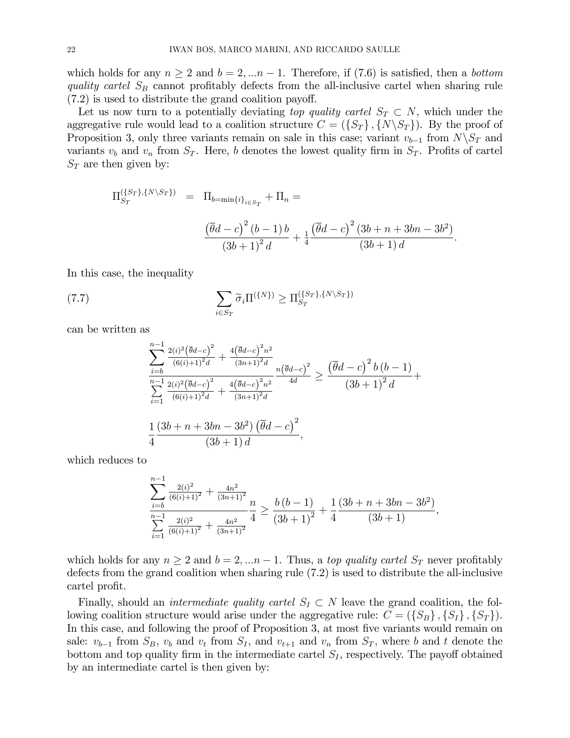which holds for any $n \geq 2$ and $b = 2, ...n-1$. Therefore, if (7.6) is satisfied, then a *bottom quality cartel* $S_B$ cannot profitably defects from the all-inclusive cartel when sharing rule (7.2) is used to distribute the grand coalition payoff.

Let us now turn to a potentially deviating *top quality cartel* $S_T \subset N$, which under the aggregative rule would lead to a coalition structure $C = (\{S_T\}, \{N \backslash S_T\})$. By the proof of Proposition 3, only three variants remain on sale in this case; variant $v_{b-1}$ from $N \backslash S_T$ and variants $v_b$ and $v_n$ from $S_T$. Here, $b$ denotes the lowest quality firm in $S_T$. Profits of cartel $S_T$ are then given by:

$$
\begin{aligned}
\Pi_{S_T}^{(\{S_T\},\{N\backslash S_T\})} &= \Pi_{b=\min\{i\}_{i\in S_T}} + \Pi_n = \\
&\frac{\left(\overline{\theta}d-c\right)^2(b-1)\,b}{(3b+1)^2 d} + \frac{1}{4}\frac{\left(\overline{\theta}d-c\right)^2\left(3b+n+3bn-3b^2\right)}{(3b+1)\,d}.
\end{aligned}
$$

In this case, the inequality

$$
\sum_{i\in S_T} \widetilde{\sigma}_i \Pi^{(\{N\})} \geq \Pi_{S_T}^{(\{S_T\},\{N\backslash S_T\})} \tag{7.7}
$$

can be written as

$$
\frac{\sum\limits_{i=b}^{n-1} \frac{2(i)^2\left(\overline{\theta}d-c\right)^2}{(6(i)+1)^2 d} + \frac{4\left(\overline{\theta}d-c\right)^2 n^2}{(3n+1)^2 d}}{\sum\limits_{i=1}^{n-1} \frac{2(i)^2\left(\overline{\theta}d-c\right)^2}{(6(i)+1)^2 d} + \frac{4\left(\overline{\theta}d-c\right)^2 n^2}{(3n+1)^2 d}} \frac{n\left(\overline{\theta}d-c\right)^2}{4d} \geq \frac{\left(\overline{\theta}d-c\right)^2 b\,(b-1)}{(3b+1)^2 d} +
$$

$$
\frac{1}{4}\frac{\left(3b+n+3bn-3b^2\right)\left(\overline{\theta}d-c\right)^2}{(3b+1)\,d},
$$

which reduces to

$$
\frac{\sum\limits_{i=b}^{n-1} \frac{2(i)^2}{(6(i)+1)^2} + \frac{4n^2}{(3n+1)^2}}{\sum\limits_{i=1}^{n-1} \frac{2(i)^2}{(6(i)+1)^2} + \frac{4n^2}{(3n+1)^2}} \frac{n}{4} \geq \frac{b\,(b-1)}{(3b+1)^2} + \frac{1}{4}\frac{\left(3b+n+3bn-3b^2\right)}{(3b+1)},
$$

which holds for any $n \geq 2$ and $b = 2, ...n-1$. Thus, a *top quality cartel* $S_T$ never profitably defects from the grand coalition when sharing rule (7.2) is used to distribute the all-inclusive cartel profit.

Finally, should an *intermediate quality cartel* $S_I \subset N$ leave the grand coalition, the following coalition structure would arise under the aggregative rule: $C = (\{S_B\}, \{S_I\}, \{S_T\})$. In this case, and following the proof of Proposition 3, at most five variants would remain on sale: $v_{b-1}$ from $S_B$, $v_b$ and $v_t$ from $S_I$, and $v_{t+1}$ and $v_n$ from $S_T$, where $b$ and $t$ denote the bottom and top quality firm in the intermediate cartel $S_I$, respectively. The payoff obtained by an intermediate cartel is then given by: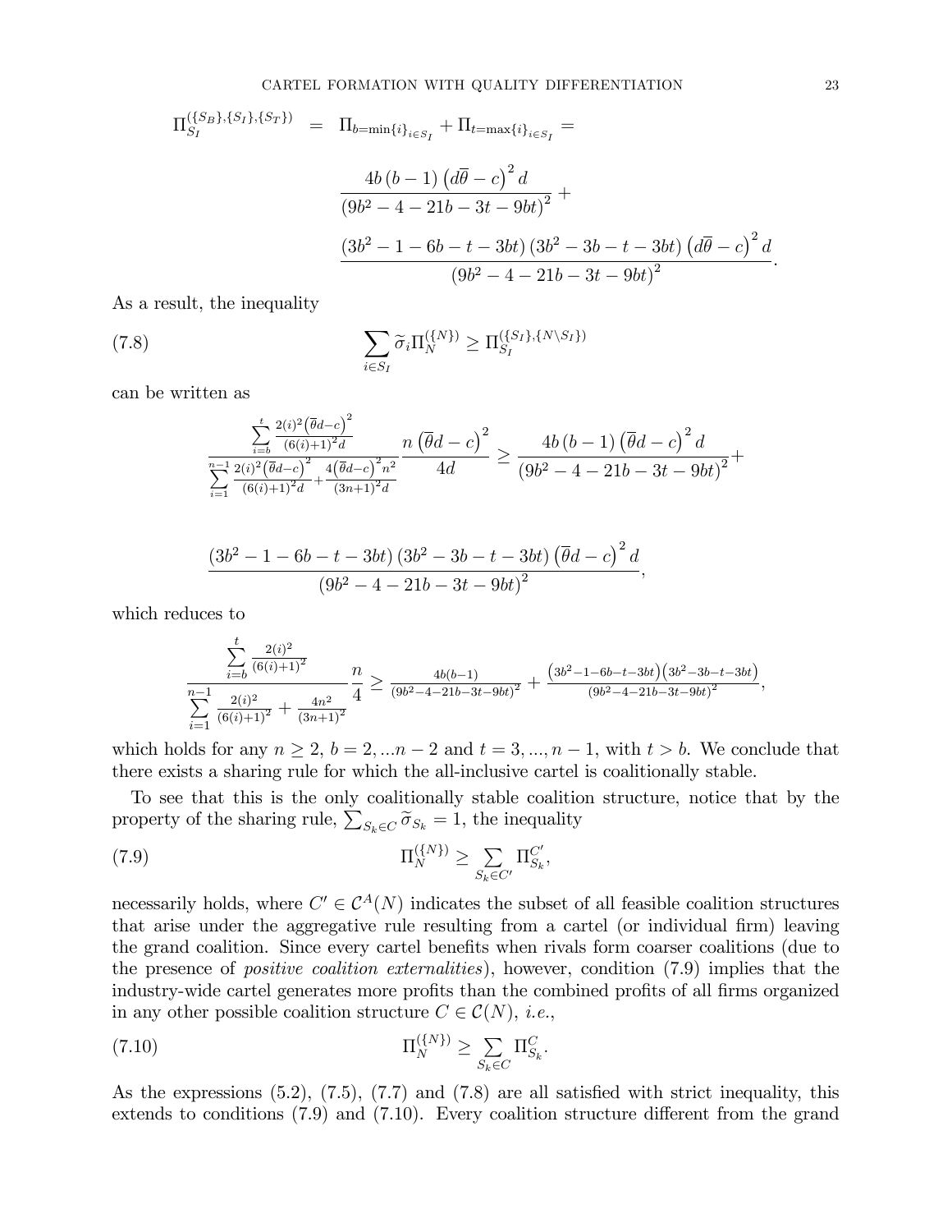$$
\begin{aligned}
\Pi_{S_I}^{(\{S_B\},\{S_I\},\{S_T\})} &= \Pi_{b=\min\{i\}_{i\in S_I}} + \Pi_{t=\max\{i\}_{i\in S_I}} = \\
&\quad \frac{4b\,(b-1)\left(d\overline{\theta}-c\right)^2 d}{\left(9b^2-4-21b-3t-9bt\right)^2} + \\
&\quad \frac{\left(3b^2-1-6b-t-3bt\right)\left(3b^2-3b-t-3bt\right)\left(d\overline{\theta}-c\right)^2 d}{\left(9b^2-4-21b-3t-9bt\right)^2}.
\end{aligned}
$$

As a result, the inequality

$$
\sum_{i\in S_I} \widetilde{\sigma}_i \Pi_N^{(\{N\})} \geq \Pi_{S_I}^{(\{S_I\},\{N\setminus S_I\})} \tag{7.8}
$$

can be written as

$$
\frac{\sum_{i=b}^{t} \frac{2(i)^2\left(\overline{\theta}d-c\right)^2}{(6(i)+1)^2 d}}{\sum_{i=1}^{n-1} \frac{2(i)^2\left(\overline{\theta}d-c\right)^2}{(6(i)+1)^2 d} + \frac{4\left(\overline{\theta}d-c\right)^2 n^2}{(3n+1)^2 d}} \frac{n\left(\overline{\theta}d-c\right)^2}{4d} \geq \frac{4b\,(b-1)\left(\overline{\theta}d-c\right)^2 d}{\left(9b^2-4-21b-3t-9bt\right)^2} +
$$

$$
\frac{\left(3b^2-1-6b-t-3bt\right)\left(3b^2-3b-t-3bt\right)\left(\overline{\theta}d-c\right)^2 d}{\left(9b^2-4-21b-3t-9bt\right)^2},
$$

which reduces to

$$
\frac{\sum_{i=b}^{t} \frac{2(i)^2}{(6(i)+1)^2}}{\sum_{i=1}^{n-1} \frac{2(i)^2}{(6(i)+1)^2} + \frac{4n^2}{(3n+1)^2}} \frac{n}{4} \geq \frac{4b(b-1)}{\left(9b^2-4-21b-3t-9bt\right)^2} + \frac{\left(3b^2-1-6b-t-3bt\right)\left(3b^2-3b-t-3bt\right)}{\left(9b^2-4-21b-3t-9bt\right)^2},
$$

which holds for any $n \geq 2$, $b = 2, ...n-2$ and $t = 3, ..., n-1$, with $t > b$. We conclude that there exists a sharing rule for which the all-inclusive cartel is coalitionally stable.

To see that this is the only coalitionally stable coalition structure, notice that by the property of the sharing rule, $\sum_{S_k\in C} \widetilde{\sigma}_{S_k} = 1$, the inequality

$$
\Pi_N^{(\{N\})} \geq \sum_{S_k\in C'} \Pi_{S_k}^{C'}, \tag{7.9}
$$

necessarily holds, where $C' \in \mathcal{C}^A(N)$ indicates the subset of all feasible coalition structures that arise under the aggregative rule resulting from a cartel (or individual firm) leaving the grand coalition. Since every cartel benefits when rivals form coarser coalitions (due to the presence of *positive coalition externalities*), however, condition (7.9) implies that the industry-wide cartel generates more profits than the combined profits of all firms organized in any other possible coalition structure $C \in \mathcal{C}(N)$, *i.e.*,

$$
\Pi_N^{(\{N\})} \geq \sum_{S_k\in C} \Pi_{S_k}^{C}. \tag{7.10}
$$

As the expressions (5.2), (7.5), (7.7) and (7.8) are all satisfied with strict inequality, this extends to conditions (7.9) and (7.10). Every coalition structure different from the grand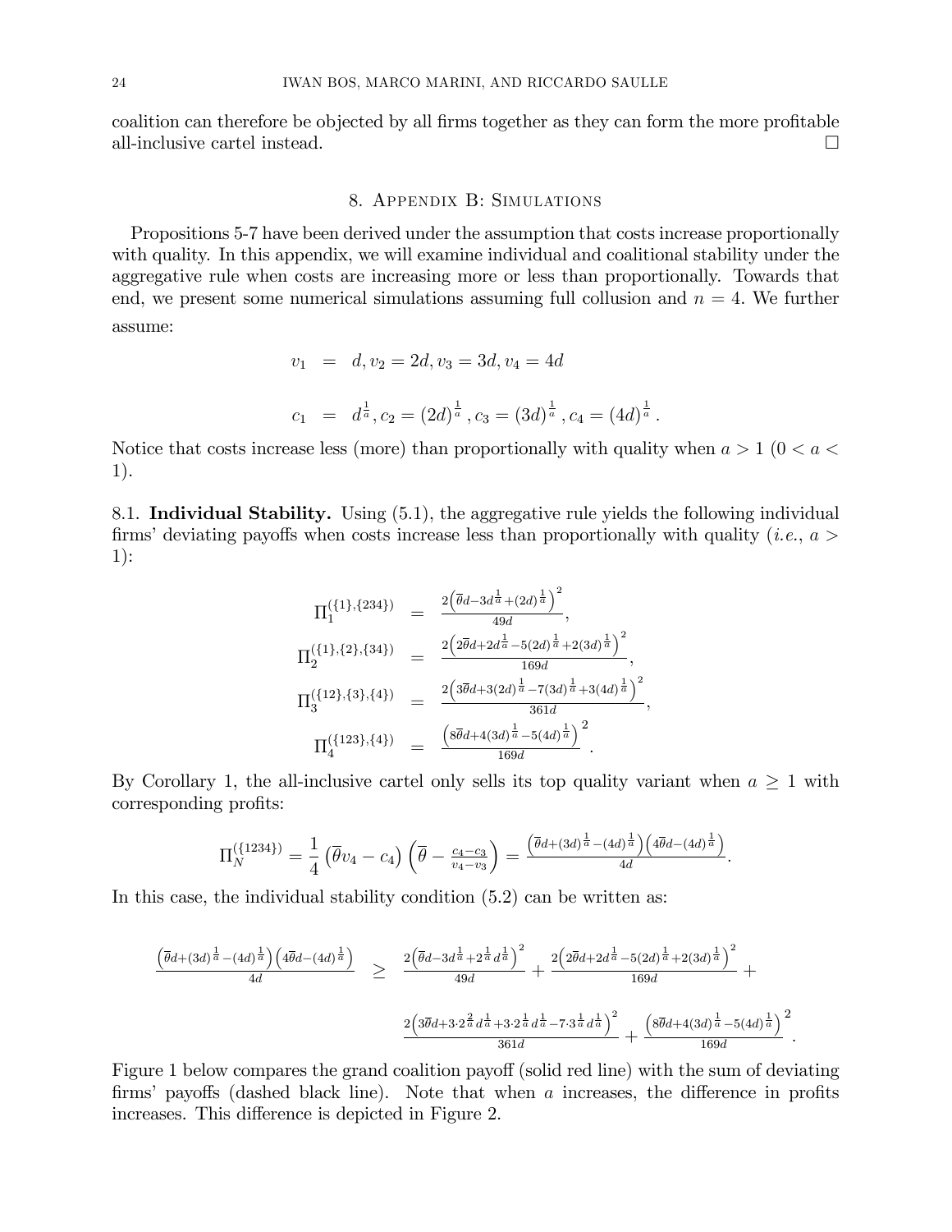coalition can therefore be objected by all firms together as they can form the more profitable all-inclusive cartel instead. □

## 8. Appendix B: Simulations

Propositions 5-7 have been derived under the assumption that costs increase proportionally with quality. In this appendix, we will examine individual and coalitional stability under the aggregative rule when costs are increasing more or less than proportionally. Towards that end, we present some numerical simulations assuming full collusion and $n = 4$. We further assume:

$$
\begin{aligned}
v_1 &= d, v_2 = 2d, v_3 = 3d, v_4 = 4d \\
c_1 &= d^{\frac{1}{a}}, c_2 = (2d)^{\frac{1}{a}}, c_3 = (3d)^{\frac{1}{a}}, c_4 = (4d)^{\frac{1}{a}}.
\end{aligned}
$$

Notice that costs increase less (more) than proportionally with quality when $a > 1$ ($0 < a < 1$).

8.1. **Individual Stability.** Using (5.1), the aggregative rule yields the following individual firms' deviating payoffs when costs increase less than proportionally with quality (*i.e.*, $a > 1$):

$$
\begin{aligned}
\Pi_1^{(\{1\},\{234\})} &= \frac{2\left(\overline{\theta}d - 3d^{\frac{1}{a}} + (2d)^{\frac{1}{a}}\right)^2}{49d}, \\
\Pi_2^{(\{1\},\{2\},\{34\})} &= \frac{2\left(2\overline{\theta}d + 2d^{\frac{1}{a}} - 5(2d)^{\frac{1}{a}} + 2(3d)^{\frac{1}{a}}\right)^2}{169d}, \\
\Pi_3^{(\{12\},\{3\},\{4\})} &= \frac{2\left(3\overline{\theta}d + 3(2d)^{\frac{1}{a}} - 7(3d)^{\frac{1}{a}} + 3(4d)^{\frac{1}{a}}\right)^2}{361d}, \\
\Pi_4^{(\{123\},\{4\})} &= \frac{\left(8\overline{\theta}d + 4(3d)^{\frac{1}{a}} - 5(4d)^{\frac{1}{a}}\right)^2}{169d}.
\end{aligned}
$$

By Corollary 1, the all-inclusive cartel only sells its top quality variant when $a \geq 1$ with corresponding profits:

$$
\Pi_N^{(\{1234\})} = \frac{1}{4}\left(\overline{\theta}v_4 - c_4\right)\left(\overline{\theta} - \frac{c_4 - c_3}{v_4 - v_3}\right) = \frac{\left(\overline{\theta}d + (3d)^{\frac{1}{a}} - (4d)^{\frac{1}{a}}\right)\left(4\overline{\theta}d - (4d)^{\frac{1}{a}}\right)}{4d}.
$$

In this case, the individual stability condition (5.2) can be written as:

$$
\begin{aligned}
\frac{\left(\overline{\theta}d + (3d)^{\frac{1}{a}} - (4d)^{\frac{1}{a}}\right)\left(4\overline{\theta}d - (4d)^{\frac{1}{a}}\right)}{4d} \geq\ & \frac{2\left(\overline{\theta}d - 3d^{\frac{1}{a}} + 2^{\frac{1}{a}}d^{\frac{1}{a}}\right)^2}{49d} + \frac{2\left(2\overline{\theta}d + 2d^{\frac{1}{a}} - 5(2d)^{\frac{1}{a}} + 2(3d)^{\frac{1}{a}}\right)^2}{169d} + \\
& \frac{2\left(3\overline{\theta}d + 3\cdot 2^{\frac{2}{a}}d^{\frac{1}{a}} + 3\cdot 2^{\frac{1}{a}}d^{\frac{1}{a}} - 7\cdot 3^{\frac{1}{a}}d^{\frac{1}{a}}\right)^2}{361d} + \frac{\left(8\overline{\theta}d + 4(3d)^{\frac{1}{a}} - 5(4d)^{\frac{1}{a}}\right)^2}{169d}.
\end{aligned}
$$

Figure 1 below compares the grand coalition payoff (solid red line) with the sum of deviating firms' payoffs (dashed black line). Note that when $a$ increases, the difference in profits increases. This difference is depicted in Figure 2.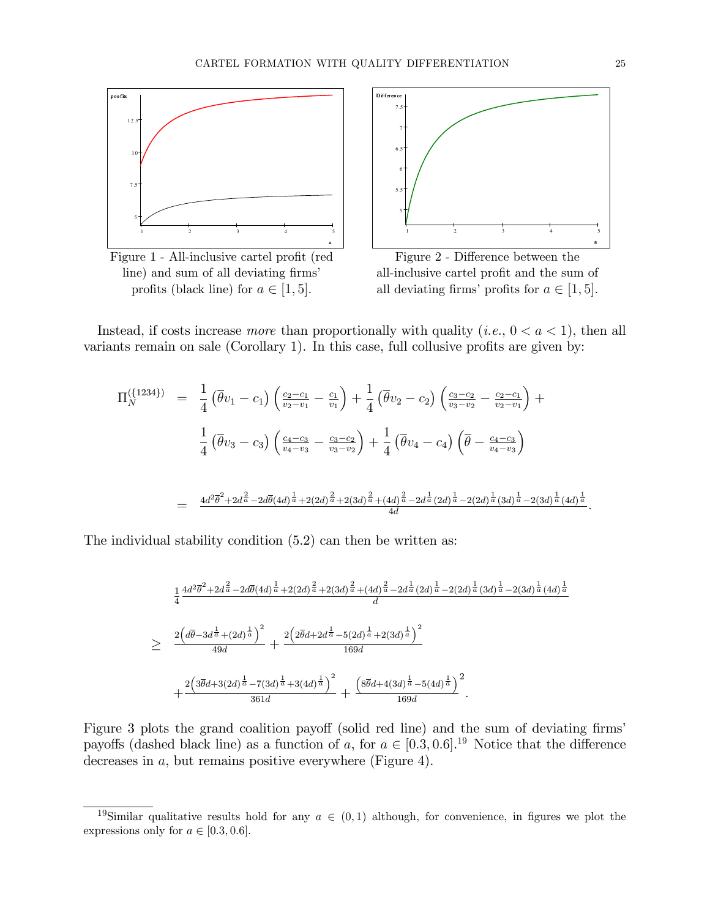Figure 1 - All-inclusive cartel profit (red line) and sum of all deviating firms' profits (black line) for $a \in [1, 5]$.

Figure 2 - Difference between the all-inclusive cartel profit and the sum of all deviating firms' profits for $a \in [1, 5]$.

Instead, if costs increase *more* than proportionally with quality (*i.e.*, $0 < a < 1$), then all variants remain on sale (Corollary 1). In this case, full collusive profits are given by:

$$
\begin{aligned}
\Pi_N^{(\{1234\})} &= \frac{1}{4}\left(\overline{\theta}v_1 - c_1\right)\left(\tfrac{c_2-c_1}{v_2-v_1} - \tfrac{c_1}{v_1}\right) + \frac{1}{4}\left(\overline{\theta}v_2 - c_2\right)\left(\tfrac{c_3-c_2}{v_3-v_2} - \tfrac{c_2-c_1}{v_2-v_1}\right) + \\
&\quad \frac{1}{4}\left(\overline{\theta}v_3 - c_3\right)\left(\tfrac{c_4-c_3}{v_4-v_3} - \tfrac{c_3-c_2}{v_3-v_2}\right) + \frac{1}{4}\left(\overline{\theta}v_4 - c_4\right)\left(\overline{\theta} - \tfrac{c_4-c_3}{v_4-v_3}\right) \\
&= \frac{4d^2\overline{\theta}^2 + 2d^{\frac{2}{a}} - 2d\overline{\theta}(4d)^{\frac{1}{a}} + 2(2d)^{\frac{2}{a}} + 2(3d)^{\frac{2}{a}} + (4d)^{\frac{2}{a}} - 2d^{\frac{1}{a}}(2d)^{\frac{1}{a}} - 2(2d)^{\frac{1}{a}}(3d)^{\frac{1}{a}} - 2(3d)^{\frac{1}{a}}(4d)^{\frac{1}{a}}}{4d}.
\end{aligned}
$$

The individual stability condition (5.2) can then be written as:

$$
\begin{aligned}
&\frac{1}{4}\frac{4d^2\overline{\theta}^2 + 2d^{\frac{2}{a}} - 2d\overline{\theta}(4d)^{\frac{1}{a}} + 2(2d)^{\frac{2}{a}} + 2(3d)^{\frac{2}{a}} + (4d)^{\frac{2}{a}} - 2d^{\frac{1}{a}}(2d)^{\frac{1}{a}} - 2(2d)^{\frac{1}{a}}(3d)^{\frac{1}{a}} - 2(3d)^{\frac{1}{a}}(4d)^{\frac{1}{a}}}{d} \\
\geq\; & \frac{2\left(d\overline{\theta} - 3d^{\frac{1}{a}} + (2d)^{\frac{1}{a}}\right)^2}{49d} + \frac{2\left(2\overline{\theta}d + 2d^{\frac{1}{a}} - 5(2d)^{\frac{1}{a}} + 2(3d)^{\frac{1}{a}}\right)^2}{169d} \\
& + \frac{2\left(3\overline{\theta}d + 3(2d)^{\frac{1}{a}} - 7(3d)^{\frac{1}{a}} + 3(4d)^{\frac{1}{a}}\right)^2}{361d} + \frac{\left(8\overline{\theta}d + 4(3d)^{\frac{1}{a}} - 5(4d)^{\frac{1}{a}}\right)^2}{169d}.
\end{aligned}
$$

Figure 3 plots the grand coalition payoff (solid red line) and the sum of deviating firms' payoffs (dashed black line) as a function of $a$, for $a \in [0.3, 0.6]$.[19] Notice that the difference decreases in $a$, but remains positive everywhere (Figure 4).

[19] Similar qualitative results hold for any $a \in (0, 1)$ although, for convenience, in figures we plot the expressions only for $a \in [0.3, 0.6]$.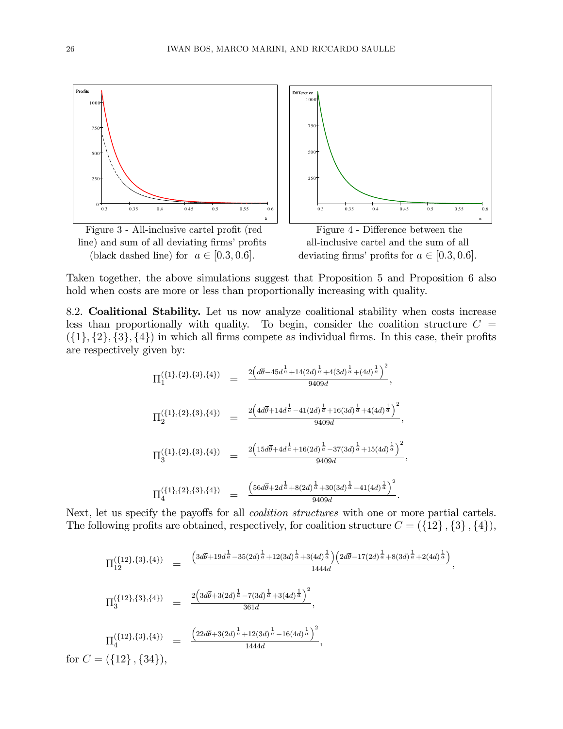Figure 3 - All-inclusive cartel profit (red line) and sum of all deviating firms' profits (black dashed line) for $a \in [0.3, 0.6]$.

Figure 4 - Difference between the all-inclusive cartel and the sum of all deviating firms' profits for $a \in [0.3, 0.6]$.

Taken together, the above simulations suggest that Proposition 5 and Proposition 6 also hold when costs are more or less than proportionally increasing with quality.

8.2. **Coalitional Stability.** Let us now analyze coalitional stability when costs increase less than proportionally with quality. To begin, consider the coalition structure $C = (\{1\}, \{2\}, \{3\}, \{4\})$ in which all firms compete as individual firms. In this case, their profits are respectively given by:

$$
\begin{aligned}
\Pi_1^{(\{1\},\{2\},\{3\},\{4\})} &= \frac{2\left(d\overline{\theta} - 45d^{\frac{1}{a}} + 14(2d)^{\frac{1}{a}} + 4(3d)^{\frac{1}{a}} + (4d)^{\frac{1}{a}}\right)^2}{9409d}, \\
\Pi_2^{(\{1\},\{2\},\{3\},\{4\})} &= \frac{2\left(4d\overline{\theta} + 14d^{\frac{1}{a}} - 41(2d)^{\frac{1}{a}} + 16(3d)^{\frac{1}{a}} + 4(4d)^{\frac{1}{a}}\right)^2}{9409d}, \\
\Pi_3^{(\{1\},\{2\},\{3\},\{4\})} &= \frac{2\left(15d\overline{\theta} + 4d^{\frac{1}{a}} + 16(2d)^{\frac{1}{a}} - 37(3d)^{\frac{1}{a}} + 15(4d)^{\frac{1}{a}}\right)^2}{9409d}, \\
\Pi_4^{(\{1\},\{2\},\{3\},\{4\})} &= \frac{\left(56d\overline{\theta} + 2d^{\frac{1}{a}} + 8(2d)^{\frac{1}{a}} + 30(3d)^{\frac{1}{a}} - 41(4d)^{\frac{1}{a}}\right)^2}{9409d}.
\end{aligned}
$$

Next, let us specify the payoffs for all *coalition structures* with one or more partial cartels. The following profits are obtained, respectively, for coalition structure $C = (\{12\}, \{3\}, \{4\})$,

$$
\begin{aligned}
\Pi_{12}^{(\{12\},\{3\},\{4\})} &= \frac{\left(3d\overline{\theta} + 19d^{\frac{1}{a}} - 35(2d)^{\frac{1}{a}} + 12(3d)^{\frac{1}{a}} + 3(4d)^{\frac{1}{a}}\right)\left(2d\overline{\theta} - 17(2d)^{\frac{1}{a}} + 8(3d)^{\frac{1}{a}} + 2(4d)^{\frac{1}{a}}\right)}{1444d}, \\
\Pi_3^{(\{12\},\{3\},\{4\})} &= \frac{2\left(3d\overline{\theta} + 3(2d)^{\frac{1}{a}} - 7(3d)^{\frac{1}{a}} + 3(4d)^{\frac{1}{a}}\right)^2}{361d}, \\
\Pi_4^{(\{12\},\{3\},\{4\})} &= \frac{\left(22d\overline{\theta} + 3(2d)^{\frac{1}{a}} + 12(3d)^{\frac{1}{a}} - 16(4d)^{\frac{1}{a}}\right)^2}{1444d},
\end{aligned}
$$

for $C = (\{12\}, \{34\})$,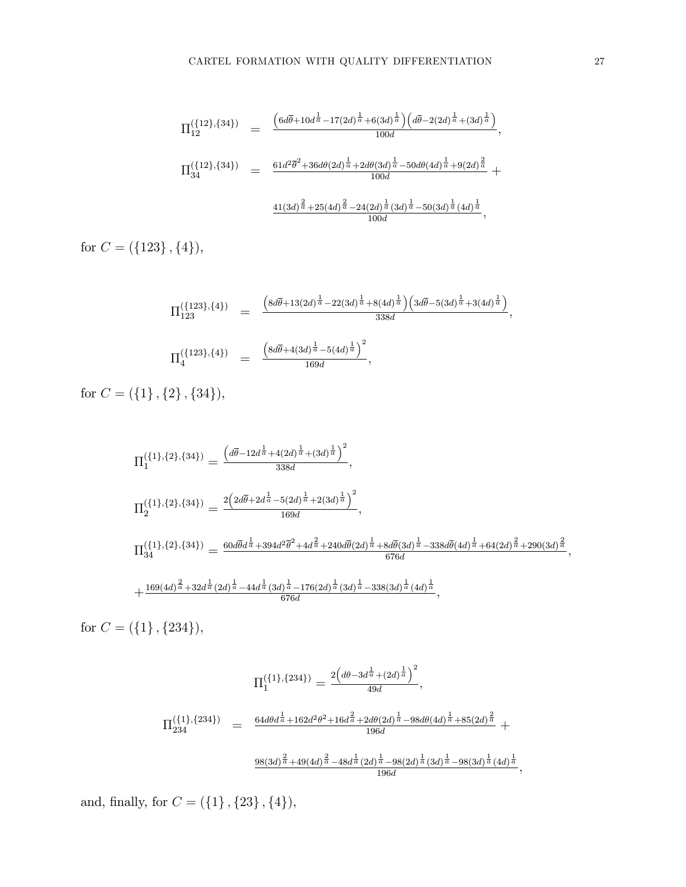$$\Pi_{12}^{(\{12\},\{34\})} = \frac{\left(6d\overline{\theta}+10d^{\frac{1}{a}}-17(2d)^{\frac{1}{a}}+6(3d)^{\frac{1}{a}}\right)\left(d\overline{\theta}-2(2d)^{\frac{1}{a}}+(3d)^{\frac{1}{a}}\right)}{100d},$$

$$\Pi_{34}^{(\{12\},\{34\})} = \frac{61d^2\overline{\theta}^2+36d\theta(2d)^{\frac{1}{a}}+2d\theta(3d)^{\frac{1}{a}}-50d\theta(4d)^{\frac{1}{a}}+9(2d)^{\frac{2}{a}}}{100d} + \frac{41(3d)^{\frac{2}{a}}+25(4d)^{\frac{2}{a}}-24(2d)^{\frac{1}{a}}(3d)^{\frac{1}{a}}-50(3d)^{\frac{1}{a}}(4d)^{\frac{1}{a}}}{100d},$$

for $C = (\{123\}, \{4\})$,

$$\Pi_{123}^{(\{123\},\{4\})} = \frac{\left(8d\overline{\theta}+13(2d)^{\frac{1}{a}}-22(3d)^{\frac{1}{a}}+8(4d)^{\frac{1}{a}}\right)\left(3d\overline{\theta}-5(3d)^{\frac{1}{a}}+3(4d)^{\frac{1}{a}}\right)}{338d},$$

$$\Pi_{4}^{(\{123\},\{4\})} = \frac{\left(8d\overline{\theta}+4(3d)^{\frac{1}{a}}-5(4d)^{\frac{1}{a}}\right)^2}{169d},$$

for $C = (\{1\}, \{2\}, \{34\})$,

$$\Pi_{1}^{(\{1\},\{2\},\{34\})} = \frac{\left(d\overline{\theta}-12d^{\frac{1}{a}}+4(2d)^{\frac{1}{a}}+(3d)^{\frac{1}{a}}\right)^2}{338d},$$

$$\Pi_{2}^{(\{1\},\{2\},\{34\})} = \frac{2\left(2d\overline{\theta}+2d^{\frac{1}{a}}-5(2d)^{\frac{1}{a}}+2(3d)^{\frac{1}{a}}\right)^2}{169d},$$

$$\Pi_{34}^{(\{1\},\{2\},\{34\})} = \frac{60d\overline{\theta}d^{\frac{1}{a}}+394d^2\overline{\theta}^2+4d^{\frac{2}{a}}+240d\overline{\theta}(2d)^{\frac{1}{a}}+8d\overline{\theta}(3d)^{\frac{1}{a}}-338d\overline{\theta}(4d)^{\frac{1}{a}}+64(2d)^{\frac{2}{a}}+290(3d)^{\frac{2}{a}}}{676d},$$

$$+\frac{169(4d)^{\frac{2}{a}}+32d^{\frac{1}{a}}(2d)^{\frac{1}{a}}-44d^{\frac{1}{a}}(3d)^{\frac{1}{a}}-176(2d)^{\frac{1}{a}}(3d)^{\frac{1}{a}}-338(3d)^{\frac{1}{a}}(4d)^{\frac{1}{a}}}{676d},$$

for $C = (\{1\}, \{234\})$,

$$\Pi_{1}^{(\{1\},\{234\})} = \frac{2\left(d\theta-3d^{\frac{1}{a}}+(2d)^{\frac{1}{a}}\right)^2}{49d},$$

$$\Pi_{234}^{(\{1\},\{234\})} = \frac{64d\theta d^{\frac{1}{a}}+162d^2\theta^2+16d^{\frac{2}{a}}+2d\theta(2d)^{\frac{1}{a}}-98d\theta(4d)^{\frac{1}{a}}+85(2d)^{\frac{2}{a}}}{196d} + \frac{98(3d)^{\frac{2}{a}}+49(4d)^{\frac{2}{a}}-48d^{\frac{1}{a}}(2d)^{\frac{1}{a}}-98(2d)^{\frac{1}{a}}(3d)^{\frac{1}{a}}-98(3d)^{\frac{1}{a}}(4d)^{\frac{1}{a}}}{196d},$$

and, finally, for $C = (\{1\}, \{23\}, \{4\})$,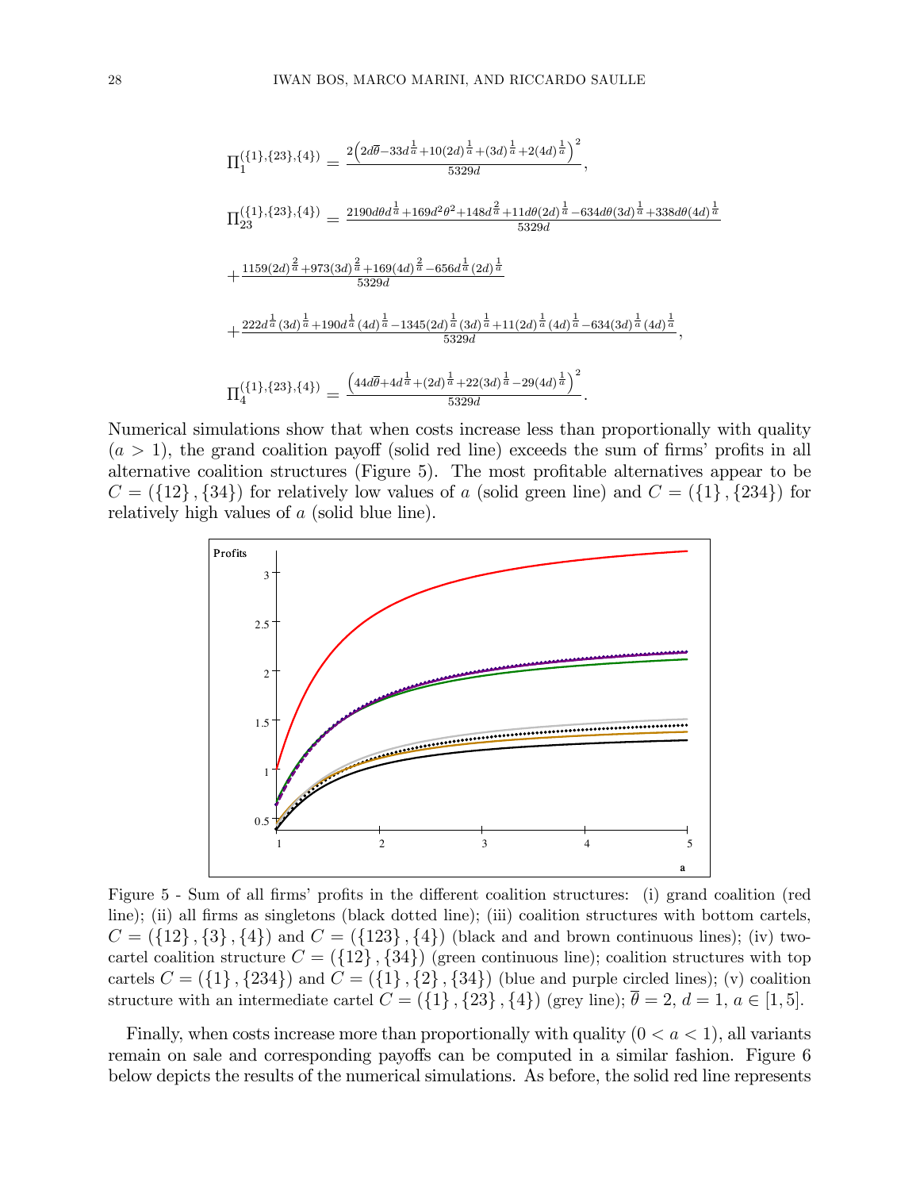$$\Pi_1^{(\{1\},\{23\},\{4\})} = \frac{2\left(2d\overline{\theta} - 33d^{\frac{1}{a}} + 10(2d)^{\frac{1}{a}} + (3d)^{\frac{1}{a}} + 2(4d)^{\frac{1}{a}}\right)^2}{5329d},$$

$$\Pi_{23}^{(\{1\},\{23\},\{4\})} = \frac{2190d\theta d^{\frac{1}{a}} + 169d^2\theta^2 + 148d^{\frac{2}{a}} + 11d\theta(2d)^{\frac{1}{a}} - 634d\theta(3d)^{\frac{1}{a}} + 338d\theta(4d)^{\frac{1}{a}}}{5329d}$$

$$+ \frac{1159(2d)^{\frac{2}{a}} + 973(3d)^{\frac{2}{a}} + 169(4d)^{\frac{2}{a}} - 656d^{\frac{1}{a}}(2d)^{\frac{1}{a}}}{5329d}$$

$$+ \frac{222d^{\frac{1}{a}}(3d)^{\frac{1}{a}} + 190d^{\frac{1}{a}}(4d)^{\frac{1}{a}} - 1345(2d)^{\frac{1}{a}}(3d)^{\frac{1}{a}} + 11(2d)^{\frac{1}{a}}(4d)^{\frac{1}{a}} - 634(3d)^{\frac{1}{a}}(4d)^{\frac{1}{a}}}{5329d},$$

$$\Pi_4^{(\{1\},\{23\},\{4\})} = \frac{\left(44d\overline{\theta} + 4d^{\frac{1}{a}} + (2d)^{\frac{1}{a}} + 22(3d)^{\frac{1}{a}} - 29(4d)^{\frac{1}{a}}\right)^2}{5329d}.$$

Numerical simulations show that when costs increase less than proportionally with quality ($a > 1$), the grand coalition payoff (solid red line) exceeds the sum of firms' profits in all alternative coalition structures (Figure 5). The most profitable alternatives appear to be $C = (\{12\},\{34\})$ for relatively low values of $a$ (solid green line) and $C = (\{1\},\{234\})$ for relatively high values of $a$ (solid blue line).

Figure 5 - Sum of all firms' profits in the different coalition structures: (i) grand coalition (red line); (ii) all firms as singletons (black dotted line); (iii) coalition structures with bottom cartels, $C = (\{12\},\{3\},\{4\})$ and $C = (\{123\},\{4\})$ (black and and brown continuous lines); (iv) two-cartel coalition structure $C = (\{12\},\{34\})$ (green continuous line); coalition structures with top cartels $C = (\{1\},\{234\})$ and $C = (\{1\},\{2\},\{34\})$ (blue and purple circled lines); (v) coalition structure with an intermediate cartel $C = (\{1\},\{23\},\{4\})$ (grey line); $\overline{\theta} = 2$, $d = 1$, $a \in [1,5]$.

Finally, when costs increase more than proportionally with quality ($0 < a < 1$), all variants remain on sale and corresponding payoffs can be computed in a similar fashion. Figure 6 below depicts the results of the numerical simulations. As before, the solid red line represents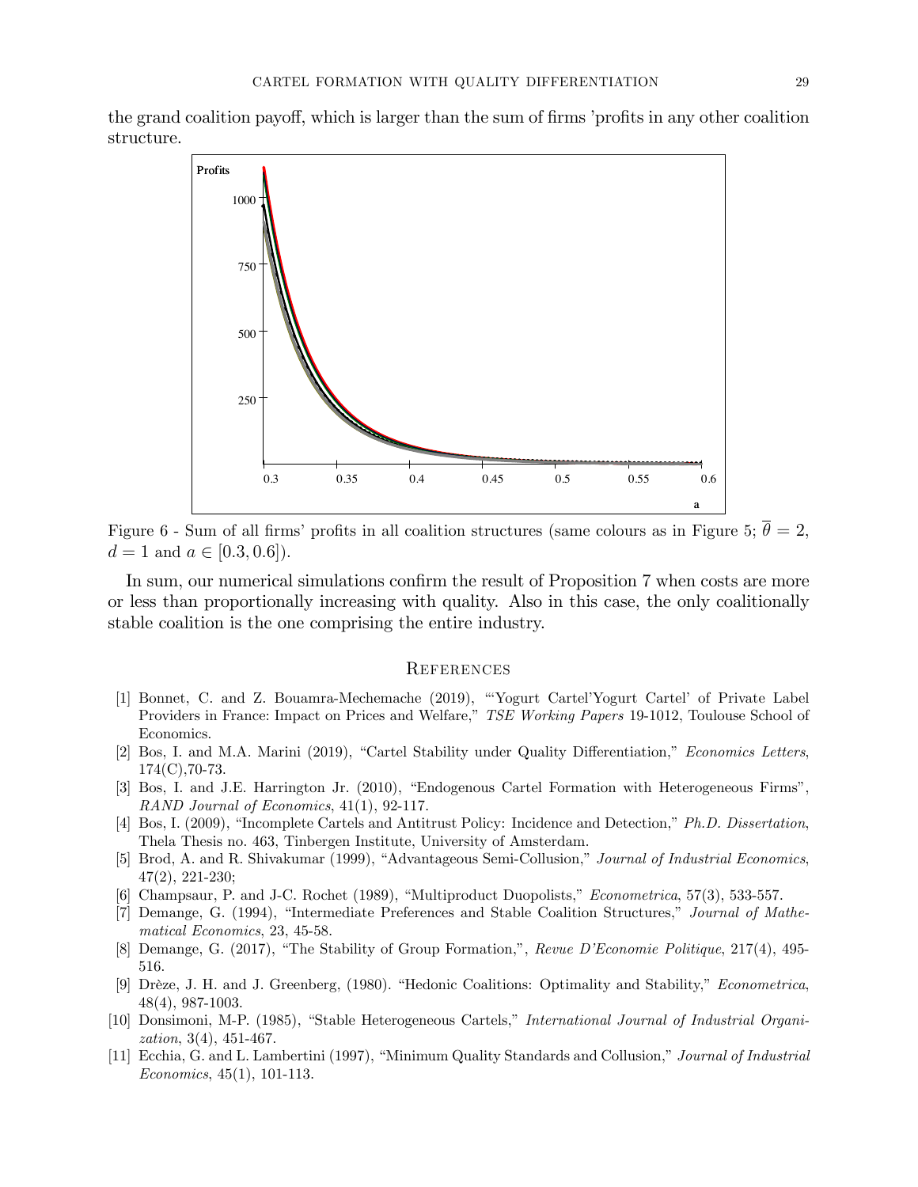the grand coalition payoff, which is larger than the sum of firms 'profits in any other coalition structure.

Figure 6 - Sum of all firms' profits in all coalition structures (same colours as in Figure 5; $\overline{\theta} = 2$, $d = 1$ and $a \in [0.3, 0.6]$).

In sum, our numerical simulations confirm the result of Proposition 7 when costs are more or less than proportionally increasing with quality. Also in this case, the only coalitionally stable coalition is the one comprising the entire industry.

## References

[1] Bonnet, C. and Z. Bouamra-Mechemache (2019), "'Yogurt Cartel'Yogurt Cartel' of Private Label Providers in France: Impact on Prices and Welfare," *TSE Working Papers* 19-1012, Toulouse School of Economics.

[2] Bos, I. and M.A. Marini (2019), "Cartel Stability under Quality Differentiation," *Economics Letters*, 174(C),70-73.

[3] Bos, I. and J.E. Harrington Jr. (2010), "Endogenous Cartel Formation with Heterogeneous Firms", *RAND Journal of Economics*, 41(1), 92-117.

[4] Bos, I. (2009), "Incomplete Cartels and Antitrust Policy: Incidence and Detection," *Ph.D. Dissertation*, Thela Thesis no. 463, Tinbergen Institute, University of Amsterdam.

[5] Brod, A. and R. Shivakumar (1999), "Advantageous Semi-Collusion," *Journal of Industrial Economics*, 47(2), 221-230;

[6] Champsaur, P. and J-C. Rochet (1989), "Multiproduct Duopolists," *Econometrica*, 57(3), 533-557.

[7] Demange, G. (1994), "Intermediate Preferences and Stable Coalition Structures," *Journal of Mathematical Economics*, 23, 45-58.

[8] Demange, G. (2017), "The Stability of Group Formation,", *Revue D'Economie Politique*, 217(4), 495-516.

[9] Drèze, J. H. and J. Greenberg, (1980). "Hedonic Coalitions: Optimality and Stability," *Econometrica*, 48(4), 987-1003.

[10] Donsimoni, M-P. (1985), "Stable Heterogeneous Cartels," *International Journal of Industrial Organization*, 3(4), 451-467.

[11] Ecchia, G. and L. Lambertini (1997), "Minimum Quality Standards and Collusion," *Journal of Industrial Economics*, 45(1), 101-113.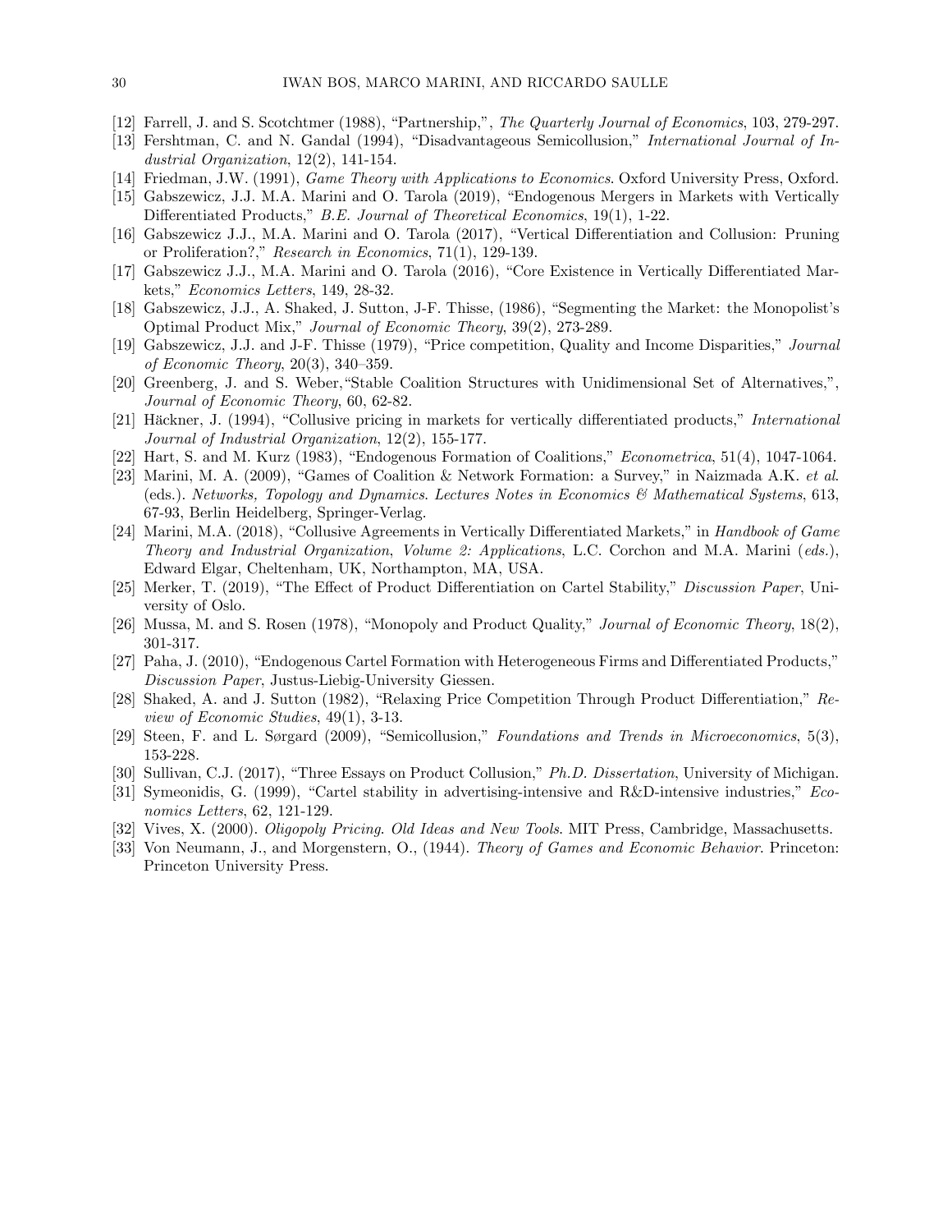[12] Farrell, J. and S. Scotchtmer (1988), "Partnership,", *The Quarterly Journal of Economics*, 103, 279-297.

[13] Fershtman, C. and N. Gandal (1994), "Disadvantageous Semicollusion," *International Journal of Industrial Organization*, 12(2), 141-154.

[14] Friedman, J.W. (1991), *Game Theory with Applications to Economics*. Oxford University Press, Oxford.

[15] Gabszewicz, J.J. M.A. Marini and O. Tarola (2019), "Endogenous Mergers in Markets with Vertically Differentiated Products," *B.E. Journal of Theoretical Economics*, 19(1), 1-22.

[16] Gabszewicz J.J., M.A. Marini and O. Tarola (2017), "Vertical Differentiation and Collusion: Pruning or Proliferation?," *Research in Economics*, 71(1), 129-139.

[17] Gabszewicz J.J., M.A. Marini and O. Tarola (2016), "Core Existence in Vertically Differentiated Markets," *Economics Letters*, 149, 28-32.

[18] Gabszewicz, J.J., A. Shaked, J. Sutton, J-F. Thisse, (1986), "Segmenting the Market: the Monopolist's Optimal Product Mix," *Journal of Economic Theory*, 39(2), 273-289.

[19] Gabszewicz, J.J. and J-F. Thisse (1979), "Price competition, Quality and Income Disparities," *Journal of Economic Theory*, 20(3), 340–359.

[20] Greenberg, J. and S. Weber,"Stable Coalition Structures with Unidimensional Set of Alternatives,", *Journal of Economic Theory*, 60, 62-82.

[21] Häckner, J. (1994), "Collusive pricing in markets for vertically differentiated products," *International Journal of Industrial Organization*, 12(2), 155-177.

[22] Hart, S. and M. Kurz (1983), "Endogenous Formation of Coalitions," *Econometrica*, 51(4), 1047-1064.

[23] Marini, M. A. (2009), "Games of Coalition & Network Formation: a Survey," in Naizmada A.K. *et al.* (eds.). *Networks, Topology and Dynamics. Lectures Notes in Economics & Mathematical Systems*, 613, 67-93, Berlin Heidelberg, Springer-Verlag.

[24] Marini, M.A. (2018), "Collusive Agreements in Vertically Differentiated Markets," in *Handbook of Game Theory and Industrial Organization, Volume 2: Applications*, L.C. Corchon and M.A. Marini (*eds.*), Edward Elgar, Cheltenham, UK, Northampton, MA, USA.

[25] Merker, T. (2019), "The Effect of Product Differentiation on Cartel Stability," *Discussion Paper*, University of Oslo.

[26] Mussa, M. and S. Rosen (1978), "Monopoly and Product Quality," *Journal of Economic Theory*, 18(2), 301-317.

[27] Paha, J. (2010), "Endogenous Cartel Formation with Heterogeneous Firms and Differentiated Products," *Discussion Paper*, Justus-Liebig-University Giessen.

[28] Shaked, A. and J. Sutton (1982), "Relaxing Price Competition Through Product Differentiation," *Review of Economic Studies*, 49(1), 3-13.

[29] Steen, F. and L. Sørgard (2009), "Semicollusion," *Foundations and Trends in Microeconomics*, 5(3), 153-228.

[30] Sullivan, C.J. (2017), "Three Essays on Product Collusion," *Ph.D. Dissertation*, University of Michigan.

[31] Symeonidis, G. (1999), "Cartel stability in advertising-intensive and R&D-intensive industries," *Economics Letters*, 62, 121-129.

[32] Vives, X. (2000). *Oligopoly Pricing. Old Ideas and New Tools*. MIT Press, Cambridge, Massachusetts.

[33] Von Neumann, J., and Morgenstern, O., (1944). *Theory of Games and Economic Behavior*. Princeton: Princeton University Press.